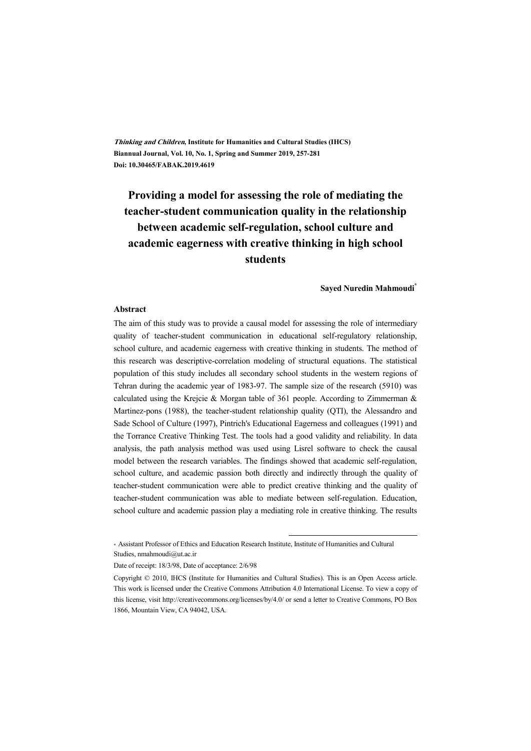***Thinking and Children*, Institute for Humanities and Cultural Studies (IHCS)**
**Biannual Journal, Vol. 10, No. 1, Spring and Summer 2019, 257-281**
**Doi: 10.30465/FABAK.2019.4619**

# Providing a model for assessing the role of mediating the teacher-student communication quality in the relationship between academic self-regulation, school culture and academic eagerness with creative thinking in high school students

**Sayed Nuredin Mahmoudi***

### Abstract

The aim of this study was to provide a causal model for assessing the role of intermediary quality of teacher-student communication in educational self-regulatory relationship, school culture, and academic eagerness with creative thinking in students. The method of this research was descriptive-correlation modeling of structural equations. The statistical population of this study includes all secondary school students in the western regions of Tehran during the academic year of 1983-97. The sample size of the research (5910) was calculated using the Krejcie & Morgan table of 361 people. According to Zimmerman & Martinez-pons (1988), the teacher-student relationship quality (QTI), the Alessandro and Sade School of Culture (1997), Pintrich's Educational Eagerness and colleagues (1991) and the Torrance Creative Thinking Test. The tools had a good validity and reliability. In data analysis, the path analysis method was used using Lisrel software to check the causal model between the research variables. The findings showed that academic self-regulation, school culture, and academic passion both directly and indirectly through the quality of teacher-student communication were able to predict creative thinking and the quality of teacher-student communication was able to mediate between self-regulation. Education, school culture and academic passion play a mediating role in creative thinking. The results

---

\* Assistant Professor of Ethics and Education Research Institute, Institute of Humanities and Cultural Studies, nmahmoudi@ut.ac.ir

Date of receipt: 18/3/98, Date of acceptance: 2/6/98

Copyright © 2010, IHCS (Institute for Humanities and Cultural Studies). This is an Open Access article. This work is licensed under the Creative Commons Attribution 4.0 International License. To view a copy of this license, visit http://creativecommons.org/licenses/by/4.0/ or send a letter to Creative Commons, PO Box 1866, Mountain View, CA 94042, USA.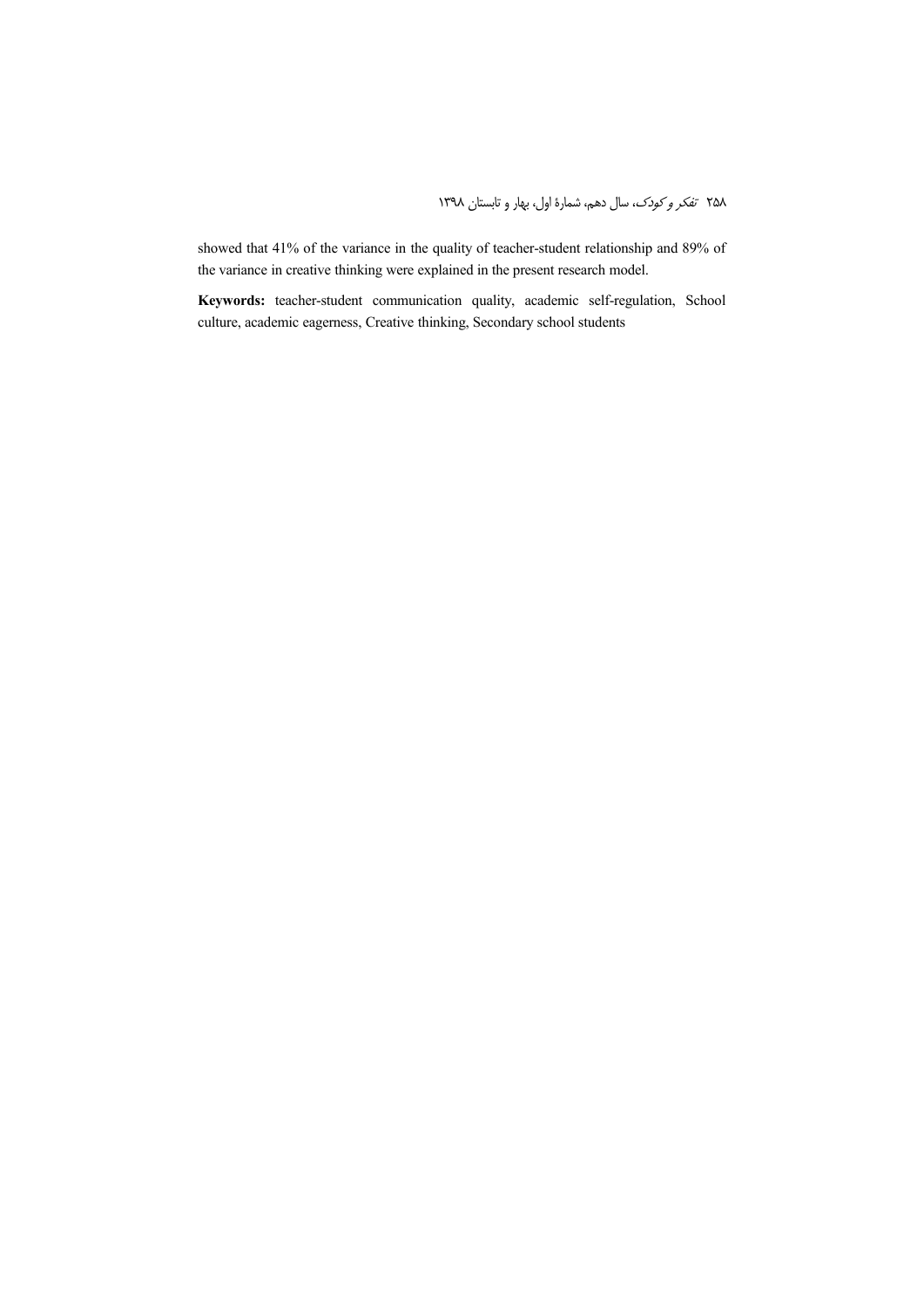showed that 41% of the variance in the quality of teacher-student relationship and 89% of the variance in creative thinking were explained in the present research model.

**Keywords:** teacher-student communication quality, academic self-regulation, School culture, academic eagerness, Creative thinking, Secondary school students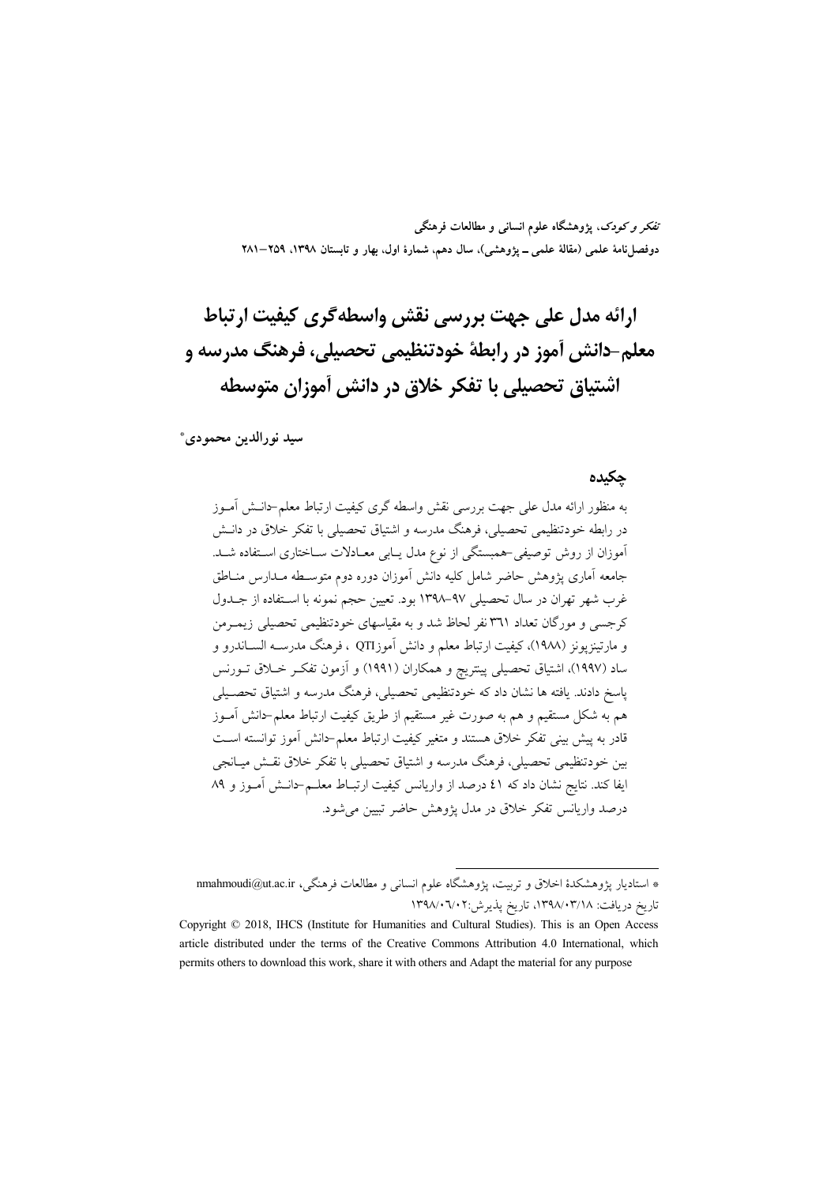# ارائه مدل علی جهت بررسی نقش واسطه‌گری کیفیت ارتباط معلم–دانش آموز در رابطهٔ خودتنظیمی تحصیلی، فرهنگ مدرسه و اشتیاق تحصیلی با تفکر خلاق در دانش آموزان متوسطه

**سید نورالدین محمودی***

## چکیده

به منظور ارائه مدل علی جهت بررسی نقش واسطه گری کیفیت ارتباط معلم–دانش آموز در رابطه خودتنظیمی تحصیلی، فرهنگ مدرسه و اشتیاق تحصیلی با تفکر خلاق در دانش آموزان از روش توصیفی–همبستگی از نوع مدل یابی معادلات ساختاری استفاده شد. جامعه آماری پژوهش حاضر شامل کلیه دانش آموزان دوره دوم متوسطه مدارس مناطق غرب شهر تهران در سال تحصیلی ۹۷–۱۳۹۸ بود. تعیین حجم نمونه با استفاده از جدول کرجسی و مورگان تعداد ۳۶۱ نفر لحاظ شد و به مقیاسهای خودتنظیمی تحصیلی زیمرمن و مارتینزپونز (۱۹۸۸)، کیفیت ارتباط معلم و دانش آموزQTI ، فرهنگ مدرسه السان‌درو و ساد (۱۹۹۷)، اشتیاق تحصیلی پینتریچ و همکاران (۱۹۹۱) و آزمون تفکر خلاق تورنس پاسخ دادند. یافته ها نشان داد که خودتنظیمی تحصیلی، فرهنگ مدرسه و اشتیاق تحصیلی هم به شکل مستقیم و هم به صورت غیر مستقیم از طریق کیفیت ارتباط معلم–دانش آموز قادر به پیش بینی تفکر خلاق هستند و متغیر کیفیت ارتباط معلم–دانش آموز توانسته است بین خودتنظیمی تحصیلی، فرهنگ مدرسه و اشتیاق تحصیلی با تفکر خلاق نقش میانجی ایفا کند. نتایج نشان داد که ۴۱ درصد از واریانس کیفیت ارتباط معلم–دانش آموز و ۸۹ درصد واریانس تفکر خلاق در مدل پژوهش حاضر تبیین می‌شود.

---

* استادیار پژوهشکدهٔ اخلاق و تربیت، پژوهشگاه علوم انسانی و مطالعات فرهنگی، nmahmoudi@ut.ac.ir

تاریخ دریافت: ۱۳۹۸/۰۳/۱۸، تاریخ پذیرش:۱۳۹۸/۰۶/۰۲

Copyright © 2018, IHCS (Institute for Humanities and Cultural Studies). This is an Open Access article distributed under the terms of the Creative Commons Attribution 4.0 International, which permits others to download this work, share it with others and Adapt the material for any purpose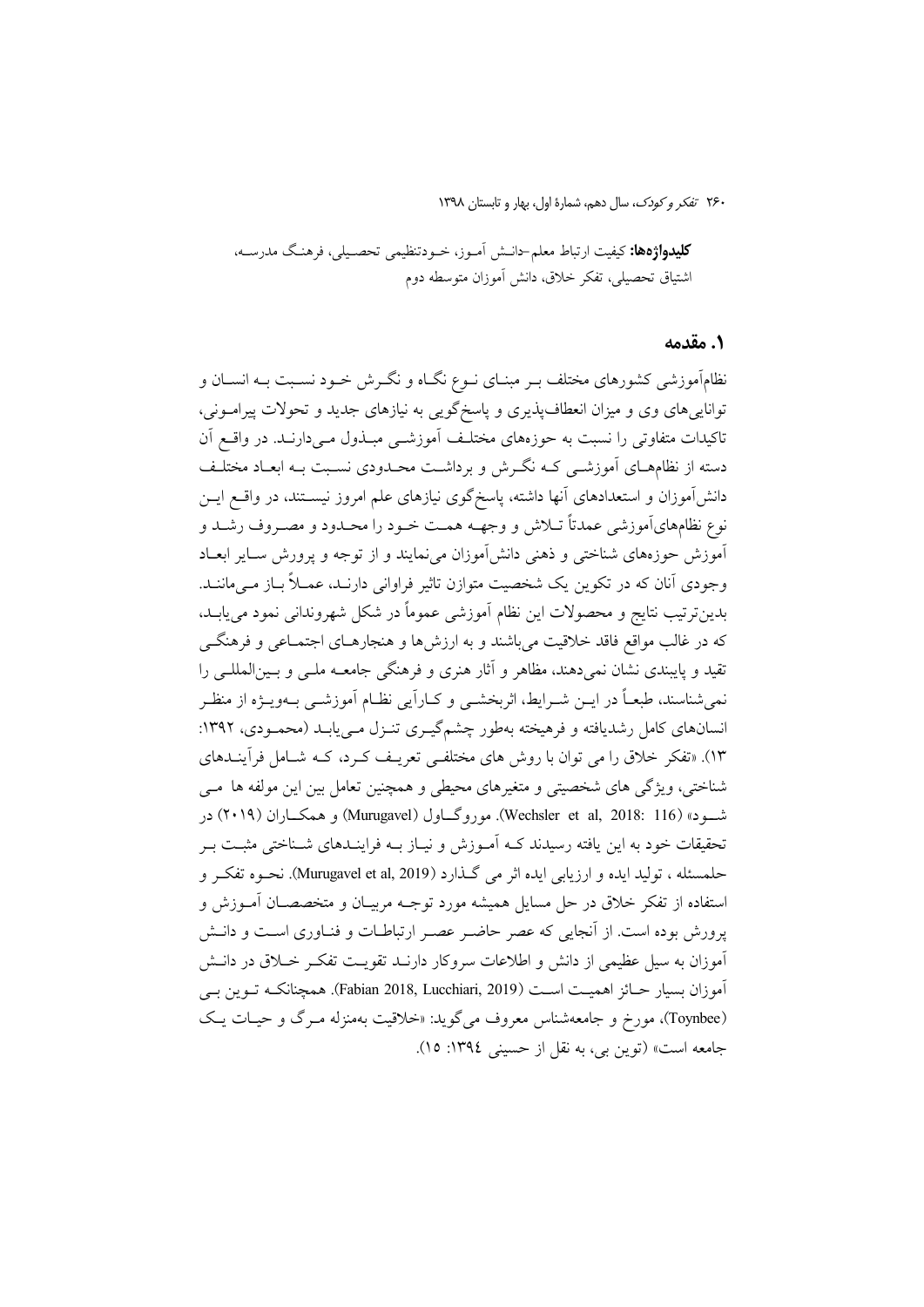**کلیدواژه‌ها:** کیفیت ارتباط معلم-دانش آموز، خودتنظیمی تحصیلی، فرهنگ مدرسه، اشتیاق تحصیلی، تفکر خلاق، دانش آموزان متوسطه دوم

## ۱. مقدمه

نظام‌آموزشی کشورهای مختلف بر مبنای نوع نگاه و نگرش خود نسبت به انسان و توانایی‌های وی و میزان انعطاف‌پذیری و پاسخ‌گویی به نیازهای جدید و تحولات پیرامونی، تاکیدات متفاوتی را نسبت به حوزه‌های مختلف آموزشی مبذول می‌دارند. در واقع آن دسته از نظام‌های آموزشی که نگرش و برداشت محدودی نسبت به ابعاد مختلف دانش‌آموزان و استعدادهای آنها داشته، پاسخ‌گوی نیازهای علم امروز نیستند، در واقع این نوع نظام‌های‌آموزشی عمدتاً تلاش و وجهه همت خود را محدود و مصروف رشد و آموزش حوزه‌های شناختی و ذهنی دانش‌آموزان می‌نمایند و از توجه و پرورش سایر ابعاد وجودی آنان که در تکوین یک شخصیت متوازن تاثیر فراوانی دارند، عملاً باز می‌مانند. بدین‌ترتیب نتایج و محصولات این نظام آموزشی عموماً در شکل شهروندانی نمود می‌یابد، که در غالب مواقع فاقد خلاقیت می‌باشند و به ارزش‌ها و هنجارهای اجتماعی و فرهنگی تقید و پایبندی نشان نمی‌دهند، مظاهر و آثار هنری و فرهنگی جامعه ملی و بین‌المللی را نمی‌شناسند، طبعاً در این شرایط، اثربخشی و کارآیی نظام آموزشی به‌ویژه از منظر انسان‌های کامل رشدیافته و فرهیخته به‌طور چشم‌گیری تنزل می‌یابد (محمودی، ۱۳۹۲: ۱۳). «تفکر خلاق را می توان با روش های مختلفی تعریف کرد، که شامل فرآیندهای شناختی، ویژگی های شخصیتی و متغیرهای محیطی و همچنین تعامل بین این مولفه ها می شود» (Wechsler et al, 2018: 116). موروگاول (Murugavel) و همکاران (۲۰۱۹) در تحقیقات خود به این یافته رسیدند که آموزش و نیاز به فرایندهای شناختی مثبت بر حلمسئله ، تولید ایده و ارزیابی ایده اثر می گذارد (Murugavel et al, 2019). نحوه تفکر و استفاده از تفکر خلاق در حل مسایل همیشه مورد توجه مربیان و متخصصان آموزش و پرورش بوده است. از آنجایی که عصر حاضر عصر ارتباطات و فناوری است و دانش آموزان به سیل عظیمی از دانش و اطلاعات سروکار دارند تقویت تفکر خلاق در دانش آموزان بسیار حائز اهمیت است (Fabian 2018, Lucchiari, 2019). همچنانکه توین بی (Toynbee)، مورخ و جامعه‌شناس معروف می‌گوید: «خلاقیت به‌منزله مرگ و حیات یک جامعه است» (توین بی، به نقل از حسینی ۱۳۹٤: ۱۵).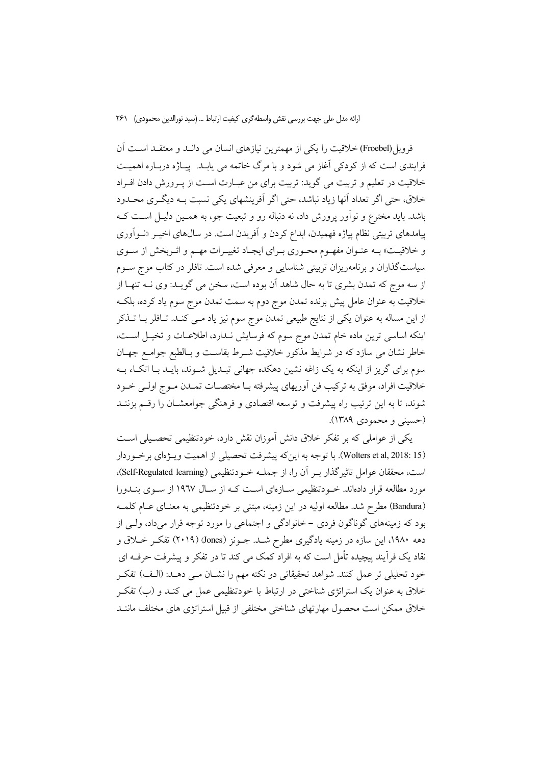فروبل(Froebel) خلاقیت را یکی از مهمترین نیازهای انسان می داند و معتقد است آن فرایندی است که از کودکی آغاز می شود و با مرگ خاتمه می یابد. پیاژه درباره اهمیت خلاقیت در تعلیم و تربیت می گوید: تربیت برای من عبارت است از پرورش دادن افراد خلاق، حتی اگر تعداد آنها زیاد نباشد، حتی اگر آفرینشهای یکی نسبت به دیگری محدود باشد. باید مخترع و نوآور پرورش داد، نه دنباله رو و تبعیت جو، به همین دلیل است که پیامدهای تربیتی نظام پیاژه فهمیدن، ابداع کردن و آفریدن است. در سال‌های اخیر «نوآوری و خلاقیت» به عنوان مفهوم محوری برای ایجاد تغییرات مهم و اثربخش از سوی سیاست‌گذاران و برنامه‌ریزان تربیتی شناسایی و معرفی شده است. تافلر در کتاب موج سوم از سه موج که تمدن بشری تا به حال شاهد آن بوده است، سخن می گوید: وی نه تنها از خلاقیت به عنوان عامل پیش برنده تمدن موج دوم به سمت تمدن موج سوم یاد کرده، بلکه از این مساله به عنوان یکی از نتایج طبیعی تمدن موج سوم نیز یاد می کند. تافلر با تذکر اینکه اساسی ترین ماده خام تمدن موج سوم که فرسایش ندارد، اطلاعات و تخیل است، خاطر نشان می سازد که در شرایط مذکور خلاقیت شرط بقاست و بالطبع جوامع جهان سوم برای گریز از اینکه به یک زاغه نشین دهکده جهانی تبدیل شوند، باید با اتکاء به خلاقیت افراد، موفق به ترکیب فن آوریهای پیشرفته با مختصات تمدن موج اولی خود شوند، تا به این ترتیب راه پیشرفت و توسعه اقتصادی و فرهنگی جوامعشان را رقم بزنند (حسینی و محمودی ۱۳۸۹).

یکی از عواملی که بر تفکر خلاق دانش آموزان نقش دارد، خودتنظیمی تحصیلی است (Wolters et al, 2018: 15). با توجه به این‌که پیشرفت تحصیلی از اهمیت ویژه‌ای برخوردار است، محققان عوامل تاثیرگذار بر آن را، از جمله خودتنظیمی (Self-Regulated learning)، مورد مطالعه قرار داده‌اند. خودتنظیمی سازه‌ای است که از سال ۱۹٦۷ از سوی بندورا (Bandura) مطرح شد. مطالعه اولیه در این زمینه، مبتنی بر خودتنظیمی به معنای عام کلمه بود که زمینه‌های گوناگون فردی – خانوادگی و اجتماعی را مورد توجه قرار می‌داد، ولی از دهه ۱۹۸۰، این سازه در زمینه یادگیری مطرح شد. جونز (Jones) (۲۰۱۹) تفکر خلاق و نقاد یک فرآیند پیچیده تأمل است که به افراد کمک می کند تا در تفکر و پیشرفت حرفه ای خود تحلیلی تر عمل کنند. شواهد تحقیقاتی دو نکته مهم را نشان می دهد: (الف) تفکر خلاق به عنوان یک استراتژی شناختی در ارتباط با خودتنظیمی عمل می کند و (ب) تفکر خلاق ممکن است محصول مهارتهای شناختی مختلفی از قبیل استراتژی های مختلف مانند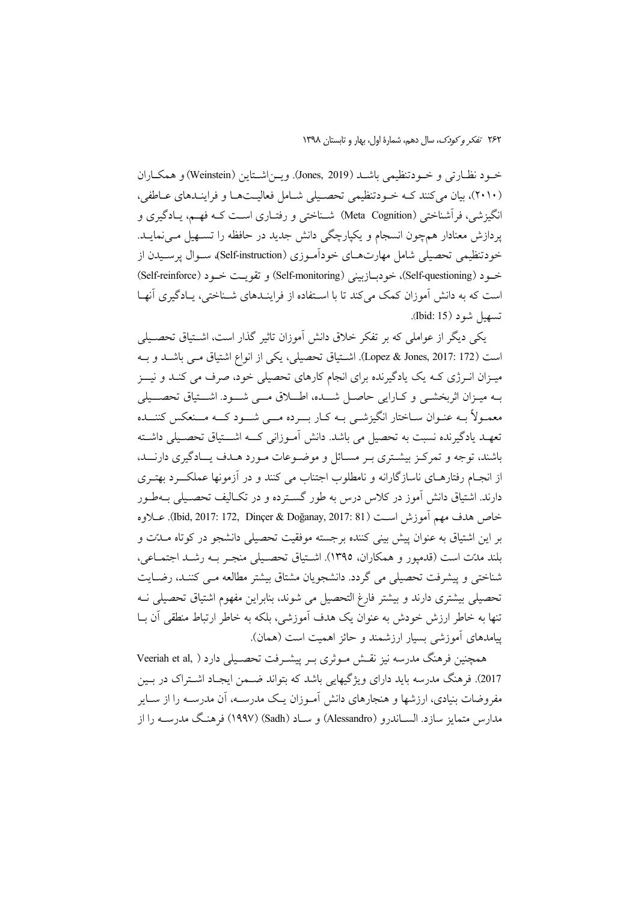خـود نظـارتی و خـودتنظیمی باشـد (Jones, 2019). ویـن‌اشـتاین (Weinstein) و همکـاران (۲۰۱۰)، بیان می‌کنند کـه خـودتنظیمی تحصـیلی شـامل فعالیـت‌هـا و فراینـدهای عـاطفی، انگیزشی، فراشناختی (Meta Cognition) شـناختی و رفتـاری اسـت کـه فهـم، یـادگیری و پردازش معنادار همچون انسجام و یکپارچگی دانش جدید در حافظه را تسـهیل مـی‌نمایـد. خودتنظیمی تحصیلی شامل مهارت‌هـای خودآمـوزی (Self-instruction)، سـوال پرسـیدن از خـود (Self-questioning)، خودبـازبینی (Self-monitoring) و تقویـت خـود (Self-reinforce) است که به دانش آموزان کمک می‌کند تا با اسـتفاده از فراینـدهای شـناختی، یـادگیری آنهـا تسهیل شود (Ibid: 15).

یکی دیگر از عواملی که بر تفکر خلاق دانش آموزان تاثیر گذار است، اشـتیاق تحصـیلی است (Lopez & Jones, 2017: 172). اشـتیاق تحصیلی، یکی از انواع اشتیاق مـی باشـد و بـه میـزان انـرژی کـه یک یادگیرنده برای انجام کارهای تحصیلی خود، صرف می کنـد و نیـز بـه میـزان اثربخشـی و کـارایی حاصـل شـده، اطـلاق مـی شـود. اشـتیاق تحصـیلی معمـولاً بـه عنـوان سـاختار انگیزشـی بـه کـار بـرده مـی شـود کـه مـنعکس کننـده تعهـد یادگیرنده نسبت به تحصیل می باشد. دانش آمـوزانی کـه اشـتیاق تحصـیلی داشـته باشند، توجه و تمرکـز بیشـتری بـر مسـائل و موضـوعات مـورد هـدف یـادگیری دارنـد، از انجـام رفتارهـای ناسازگارانه و نامطلوب اجتناب می کنند و در آزمونها عملکـرد بهتـری دارند. اشتیاق دانش آموز در کلاس درس به طور گسـترده و در تکـالیف تحصـیلی بـه‌طـور خاص هدف مهم آموزش اسـت (Ibid, 2017: 172, Dinçer & Doğanay, 2017: 81). عـلاوه بر این اشتیاق به عنوان پیش بینی کننده برجسته موفقیت تحصیلی دانشجو در کوتاه مـدّت و بلند مدّت است (قدمپور و همکاران، ۱۳۹۵). اشـتیاق تحصـیلی منجـر بـه رشـد اجتمـاعی، شناختی و پیشرفت تحصیلی می گردد. دانشجویان مشتاق بیشتر مطالعه مـی کننـد، رضـایت تحصیلی بیشتری دارند و بیشتر فارغ التحصیل می شوند، بنابراین مفهوم اشتیاق تحصیلی نـه تنها به خاطر ارزش خودش به عنوان یک هدف آموزشی، بلکه به خاطر ارتباط منطقی آن بـا پیامدهای آموزشی بسیار ارزشمند و حائز اهمیت است (همان).

همچنین فرهنگ مدرسه نیز نقـش مـوثری بـر پیشـرفت تحصـیلی دارد (Veeriah et al, 2017). فرهنگ مدرسه باید دارای ویژگیهایی باشد که بتواند ضـمن ایجـاد اشـتراک در بـین مفروضات بنیادی، ارزشها و هنجارهای دانش آمـوزان یـک مدرسـه، آن مدرسـه را از سـایر مدارس متمایز سازد. السـاندرو (Alessandro) و سـاد (Sadh) (۱۹۹۷) فرهنـگ مدرسـه را از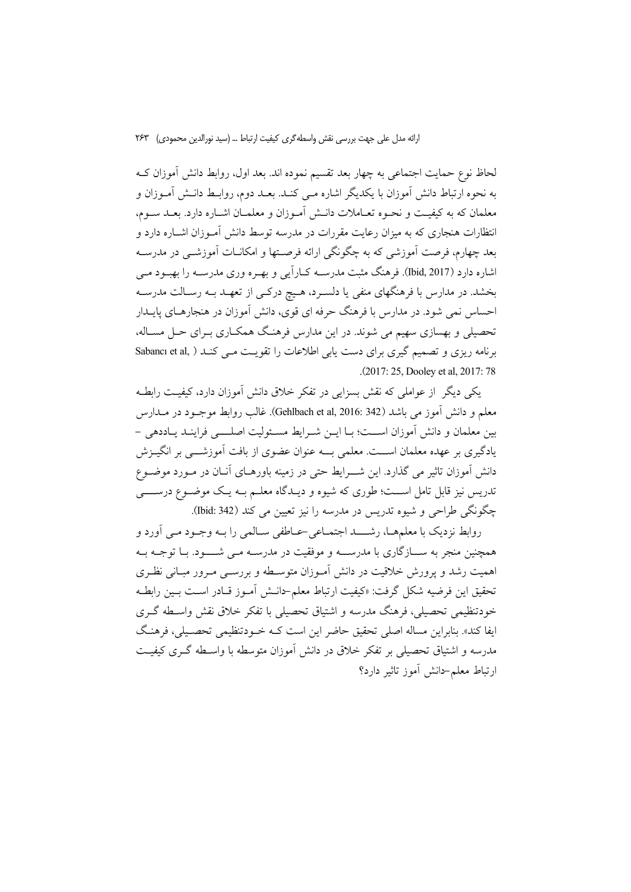لحاظ نوع حمایت اجتماعی به چهار بعد تقسیم نموده اند. بعد اول، روابط دانش آموزان کـه به نحوه ارتباط دانش آموزان با یکدیگر اشاره مـی کنـد. بعـد دوم، روابـط دانـش آمـوزان و معلمان که به کیفیـت و نحـوه تعـاملات دانـش آمـوزان و معلمـان اشـاره دارد. بعـد سـوم، انتظارات هنجاری که به میزان رعایت مقررات در مدرسه توسط دانش آمـوزان اشـاره دارد و بعد چهارم، فرصت آموزشی که به چگونگی ارائه فرصـتها و امکانـات آموزشـی در مدرسـه اشاره دارد (Ibid, 2017). فرهنگ مثبت مدرسـه کـارآیی و بهـره وری مدرسـه را بهبـود مـی بخشد. در مدارس با فرهنگهای منفی یا دلسـرد، هـیچ درکـی از تعهـد بـه رسـالت مدرسـه احساس نمی شود. در مدارس با فرهنگ حرفه ای قوی، دانش آموزان در هنجارهـای پایـدار تحصیلی و بهسازی سهیم می شوند. در این مدارس فرهنـگ همکـاری بـرای حـل مسـاله، برنامه ریزی و تصمیم گیری برای دست یابی اطلاعات را تقویـت مـی کنـد (Sabancı et al, 2017: 25, Dooley et al, 2017: 78).

یکی دیگر از عواملی که نقش بسزایی در تفکر خلاق دانش آموزان دارد، کیفیـت رابطـه معلم و دانش آموز می باشد (Gehlbach et al, 2016: 342). غالب روابط موجـود در مـدارس بین معلمان و دانش آموزان اسـت؛ بـا ایـن شـرایط مسـئولیت اصلـی فراینـد یـاددهی – یادگیری بر عهده معلمان اسـت. معلمی بـه عنوان عضوی از بافت آموزشـی بر انگیـزش دانش آموزان تاثیر می گذارد. این شـرایط حتی در زمینه باورهـای آنـان در مـورد موضـوع تدریس نیز قابل تامل اسـت؛ طوری که شیوه و دیـدگاه معلـم بـه یـک موضـوع درسـی چگونگی طراحی و شیوه تدریس در مدرسه را نیز تعیین می کند (Ibid: 342).

روابط نزدیک با معلمهـا، رشـد اجتمـاعی–عـاطفی سـالمی را بـه وجـود مـی آورد و همچنین منجر به سـازگاری با مدرسـه و موفقیت در مدرسـه مـی شـود. بـا توجـه بـه اهمیت رشد و پرورش خلاقیت در دانش آمـوزان متوسـطه و بررسـی مـرور مبـانی نظـری تحقیق این فرضیه شکل گرفت: «کیفیت ارتباط معلم–دانـش آمـوز قـادر اسـت بـین رابطـه خودتنظیمی تحصیلی، فرهنگ مدرسه و اشتیاق تحصیلی با تفکر خلاق نقش واسـطه گـری ایفا کند». بنابراین مساله اصلی تحقیق حاضر این است کـه خـودتنظیمی تحصـیلی، فرهنـگ مدرسه و اشتیاق تحصیلی بر تفکر خلاق در دانش آموزان متوسطه با واسـطه گـری کیفیـت ارتباط معلم–دانش آموز تاثیر دارد؟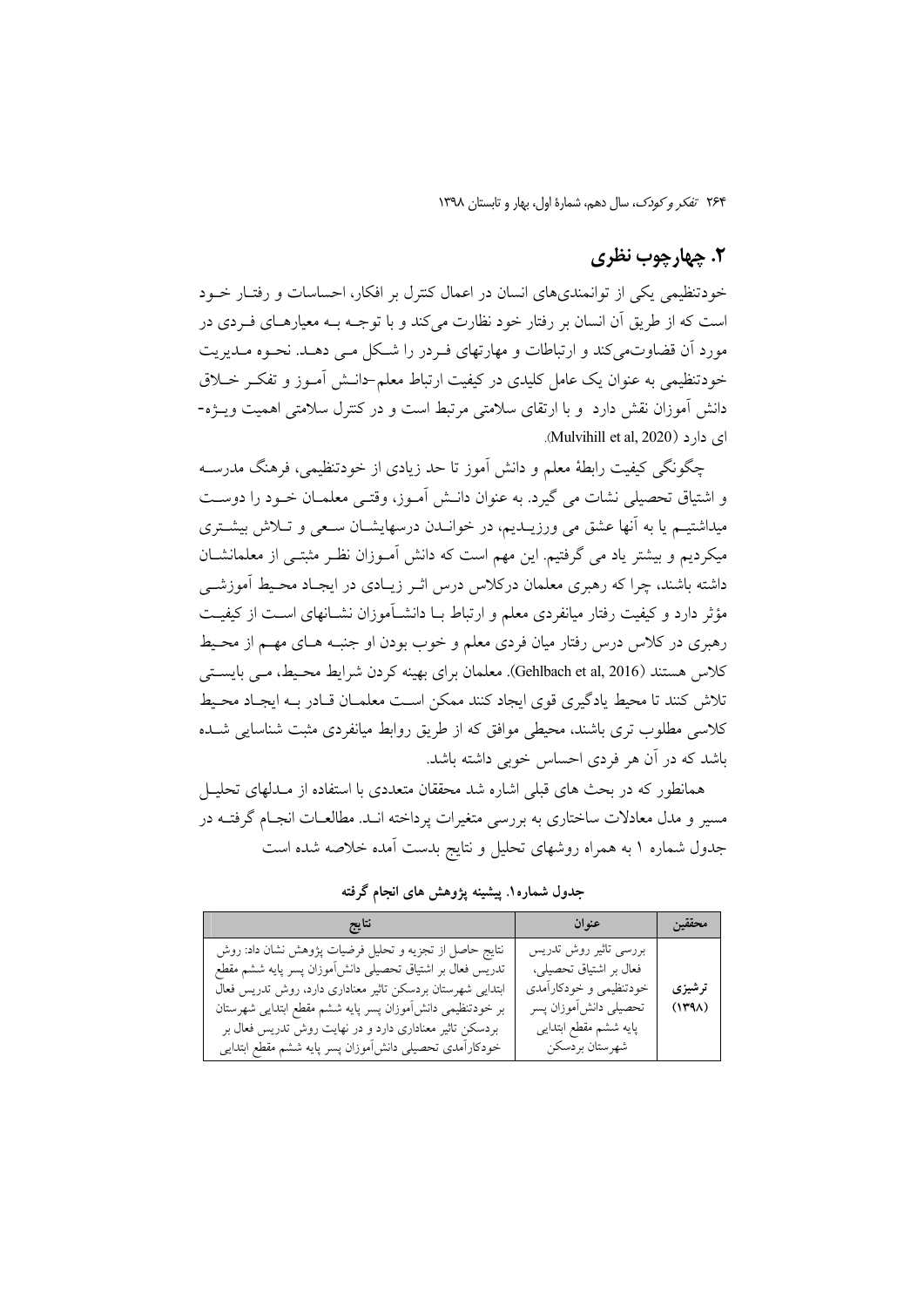## ۲. چهارچوب نظری

خودتنظیمی یکی از توانمندی‌های انسان در اعمال کنترل بر افکار، احساسات و رفتار خود است که از طریق آن انسان بر رفتار خود نظارت می‌کند و با توجه به معیارهای فردی در مورد آن قضاوت‌می‌کند و ارتباطات و مهارتهای فردر را شکل می دهد. نحوه مدیریت خودتنظیمی به عنوان یک عامل کلیدی در کیفیت ارتباط معلم-دانش آموز و تفکر خلاق دانش آموزان نقش دارد و با ارتقای سلامتی مرتبط است و در کنترل سلامتی اهمیت ویژه-ای دارد (Mulvihill et al, 2020).

چگونگی کیفیت رابطهٔ معلم و دانش آموز تا حد زیادی از خودتنظیمی، فرهنگ مدرسه و اشتیاق تحصیلی نشات می گیرد. به عنوان دانش آموز، وقتی معلمان خود را دوست میداشتیم یا به آنها عشق می ورزیدیم، در خواندن درسهایشان سعی و تلاش بیشتری میکردیم و بیشتر یاد می گرفتیم. این مهم است که دانش آموزان نظر مثبتی از معلمانشان داشته باشند، چرا که رهبری معلمان درکلاس درس اثر زیادی در ایجاد محیط آموزشی مؤثر دارد و کیفیت رفتار میانفردی معلم و ارتباط با دانشآموزان نشانهای است از کیفیت رهبری در کلاس درس رفتار میان فردی معلم و خوب بودن او جنبه های مهم از محیط کلاس هستند (Gehlbach et al, 2016). معلمان برای بهینه کردن شرایط محیط، می بایستی تلاش کنند تا محیط یادگیری قوی ایجاد کنند ممکن است معلمان قادر به ایجاد محیط کلاسی مطلوب تری باشند، محیطی موافق که از طریق روابط میانفردی مثبت شناسایی شده باشد که در آن هر فردی احساس خوبی داشته باشد.

همانطور که در بحث های قبلی اشاره شد محققان متعددی با استفاده از مدلهای تحلیل مسیر و مدل معادلات ساختاری به بررسی متغیرات پرداخته اند. مطالعات انجام گرفته در جدول شماره ۱ به همراه روشهای تحلیل و نتایج بدست آمده خلاصه شده است

**جدول شماره۱. پیشینه پژوهش های انجام گرفته**

| محققین | عنوان | نتایج |
|---|---|---|
| ترشیزی (۱۳۹۸) | بررسی تاثیر روش تدریس فعال بر اشتیاق تحصیلی، خودتنظیمی و خودکارآمدی تحصیلی دانش‌آموزان پسر پایه ششم مقطع ابتدایی شهرستان بردسکن | نتایج حاصل از تجزیه و تحلیل فرضیات پژوهش نشان داد: روش تدریس فعال بر اشتیاق تحصیلی دانش‌آموزان پسر پایه ششم مقطع ابتدایی شهرستان بردسکن تاثیر معناداری دارد، روش تدریس فعال بر خودتنظیمی دانش‌آموزان پسر پایه ششم مقطع ابتدایی شهرستان بردسکن تاثیر معناداری دارد و در نهایت روش تدریس فعال بر خودکارآمدی تحصیلی دانش‌آموزان پسر پایه ششم مقطع ابتدایی |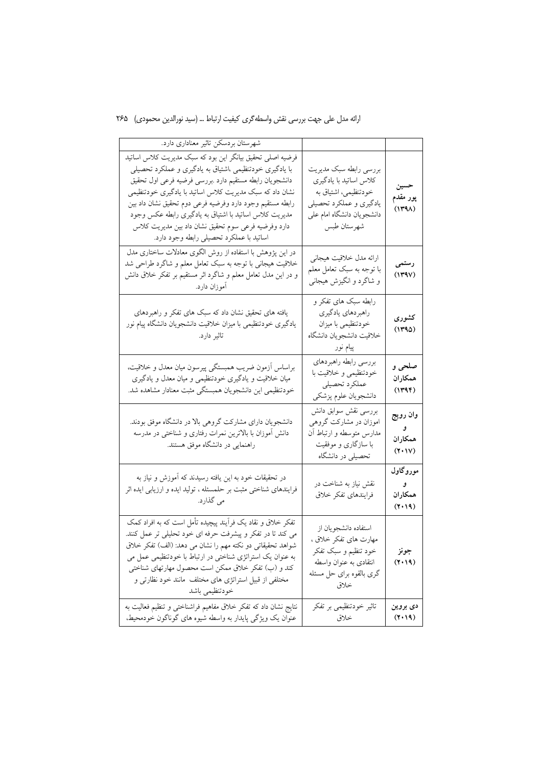| | | |
|---|---|---|
| | | شهرستان بردسکن تاثیر معناداری دارد. |
| حسین پور مقدم (۱۳۹۸) | بررسی رابطه سبک مدیریت کلاس اساتید با یادگیری خودتنظیمی، اشتیاق به یادگیری و عملکرد تحصیلی دانشجویان دانشگاه امام علی شهرستان طبس | فرضیه اصلی تحقیق بیانگر این بود که سبک مدیریت کلاس اساتید با یادگیری خودتنظیمی ،اشتیاق به یادگیری و عملکرد تحصیلی دانشجویان رابطه مستقیم دارد .بررسی فرضیه فرعی اول تحقیق نشان داد که سبک مدیریت کلاس اساتید با یادگیری خودتنظیمی رابطه مستقیم وجود دارد وفرضیه فرعی دوم تحقیق نشان داد بین مدیریت کلاس اساتید با اشتیاق به یادگیری رابطه عکس وجود دارد وفرضیه فرعی سوم تحقیق نشان داد بین مدیریت کلاس اساتید با عملکرد تحصیلی رابطه وجود دارد. |
| رستمی (۱۳۹۷) | ارائه مدل خلاقیت هیجانی با توجه به سبک تعامل معلم و شاگرد و انگیزش هیجانی | در این پژوهش با استفاده از روش الگوی معادلات ساختاری مدل خلاقیت هیجانی با توجه به سبک تعامل معلم و شاگرد طراحی شد و در این مدل تعامل معلم و شاگرد اثر مستقیم بر تفکر خلاق دانش آموزان دارد. |
| کشوری (۱۳۹۵) | رابطه سبک های تفکر و راهبردهای یادگیری خودتنظیمی با میزان خلاقیت دانشجویان دانشگاه پیام نور | یافته های تحقیق نشان داد که سبک های تفکر و راهبردهای یادگیری خودتنظیمی با میزان خلاقیت دانشجویان دانشگاه پیام نور تاثیر دارد. |
| صلحی و همکاران (۱۳۹۴) | بررسی رابطه راهبردهای خودتنظیمی و خلاقیت با عملکرد تحصیلی دانشجویان علوم پزشکی | براساس آزمون ضریب همبستگی پیرسون میان معدل و خلاقیت، میان خلاقیت و یادگیری خودتنظیمی و میان معدل و یادگیری خودتنظیمی این دانشجویان همبستگی مثبت معنادار مشاهده شد. |
| وان رویج و همکاران (۲۰۱۷) | بررسی نقش سوابق دانش اموزان در مشارکت گروهی مدارس متوسطه و ارتباط آن با سازگاری و موفقیت تحصیلی در دانشگاه | دانشجویان دارای مشارکت گروهی بالا در دانشگاه موفق بودند. دانش آموزان با بالاترین نمرات رفتاری و شناختی در مدرسه راهنمایی در دانشگاه موفق هستند. |
| موروگاول و همکاران (۲۰۱۹) | نقش نیاز به شناخت در فرایندهای تفکر خلاق | در تحقیقات خود به این یافته رسیدند که آموزش و نیاز به فرایندهای شناختی مثبت بر حلمسئله ، تولید ایده و ارزیابی ایده اثر می گذارد. |
| جونز (۲۰۱۹) | استفاده دانشجویان از مهارت های تفکر خلاق ، خود تنظیم و سبک تفکر انتقادی به عنوان واسطه گری بالقوه برای حل مسئله خلاق | تفکر خلاق و نقاد یک فرآیند پیچیده تأمل است که به افراد کمک می کند تا در تفکر و پیشرفت حرفه ای خود تحلیلی تر عمل کنند. شواهد تحقیقاتی دو نکته مهم را نشان می دهد: (الف) تفکر خلاق به عنوان یک استراتژی شناختی در ارتباط با خودتنظیمی عمل می کند و (ب) تفکر خلاق ممکن است محصول مهارتهای شناختی مختلفی از قبیل استراتژی های مختلف مانند خود نظارتی و خودتنظیمی باشد |
| دی بروین (۲۰۱۹) | تاثیر خودتنظیمی بر تفکر خلاق | نتایج نشان داد که تفکر خلاق مفاهیم فراشناختی و تنظیم فعالیت به عنوان یک ویژگی پایدار به واسطه شیوه های گوناگون خودمحیط، |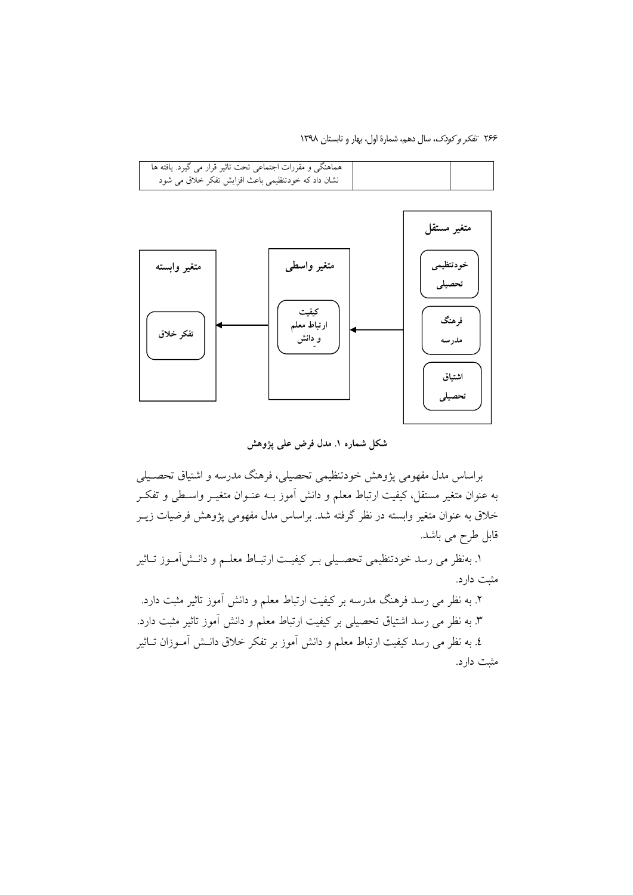| | | |
|---|---|---|
| | | هماهنگی و مقررات اجتماعی تحت تاثیر قرار می گیرد. یافته ها نشان داد که خودتنظیمی باعث افزایش تفکر خلاق می شود |

**متغیر مستقل**: خودتنظیمی تحصیلی، فرهنگ مدرسه، اشتیاق تحصیلی ← **متغیر واسطی**: کیفیت ارتباط معلم و دانش ← **متغیر وابسته**: تفکر خلاق

**شکل شماره ۱. مدل فرض علی پژوهش**

براساس مدل مفهومی پژوهش خودتنظیمی تحصیلی، فرهنگ مدرسه و اشتیاق تحصیلی به عنوان متغیر مستقل، کیفیت ارتباط معلم و دانش آموز بـه عنـوان متغیـر واسـطی و تفکـر خلاق به عنوان متغیر وابسته در نظر گرفته شد. براساس مدل مفهومی پژوهش فرضیات زیـر قابل طرح می باشد.

۱. به‌نظر می رسد خودتنظیمی تحصـیلی بـر کیفیـت ارتبـاط معلـم و دانـش‌آمـوز تـاثیر مثبت دارد.

۲. به نظر می رسد فرهنگ مدرسه بر کیفیت ارتباط معلم و دانش آموز تاثیر مثبت دارد.

۳. به نظر می رسد اشتیاق تحصیلی بر کیفیت ارتباط معلم و دانش آموز تاثیر مثبت دارد.

٤. به نظر می رسد کیفیت ارتباط معلم و دانش آموز بر تفکر خلاق دانـش آمـوزان تـاثیر مثبت دارد.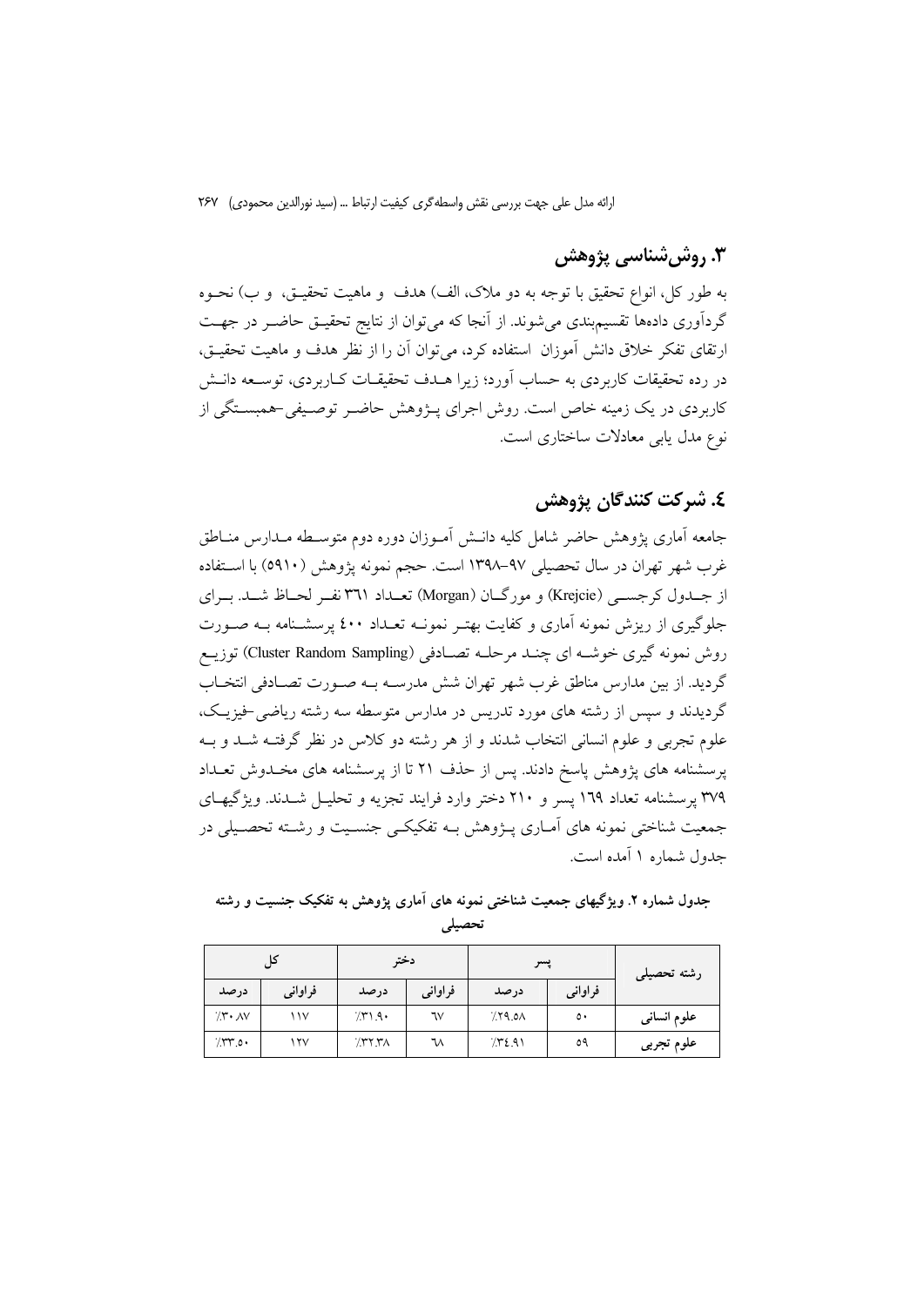## ۳. روش‌شناسی پژوهش

به طور کل، انواع تحقیق با توجه به دو ملاک، الف) هدف و ماهیت تحقیق، و ب) نحوه گردآوری داده‌ها تقسیم‌بندی می‌شوند. از آنجا که می‌توان از نتایج تحقیق حاضر در جهت ارتقای تفکر خلاق دانش آموزان استفاده کرد، می‌توان آن را از نظر هدف و ماهیت تحقیق، در رده تحقیقات کاربردی به حساب آورد؛ زیرا هدف تحقیقات کاربردی، توسعه دانش کاربردی در یک زمینه خاص است. روش اجرای پژوهش حاضر توصیفی-همبستگی از نوع مدل یابی معادلات ساختاری است.

## ٤. شرکت کنندگان پژوهش

جامعه آماری پژوهش حاضر شامل کلیه دانش آموزان دوره دوم متوسطه مدارس مناطق غرب شهر تهران در سال تحصیلی ۹۷-۱۳۹۸ است. حجم نمونه پژوهش (۵۹۱۰) با استفاده از جدول کرجسی (Krejcie) و مورگان (Morgan) تعداد ۳٦۱ نفر لحاظ شد. برای جلوگیری از ریزش نمونه آماری و کفایت بهتر نمونه تعداد ٤۰۰ پرسشنامه به صورت روش نمونه گیری خوشه ای چند مرحله تصادفی (Cluster Random Sampling) توزیع گردید. از بین مدارس مناطق غرب شهر تهران شش مدرسه به صورت تصادفی انتخاب گردیدند و سپس از رشته های مورد تدریس در مدارس متوسطه سه رشته ریاضی-فیزیک، علوم تجربی و علوم انسانی انتخاب شدند و از هر رشته دو کلاس در نظر گرفته شد و به پرسشنامه های پژوهش پاسخ دادند. پس از حذف ۲۱ تا از پرسشنامه های مخدوش تعداد ۳۷۹ پرسشنامه تعداد ۱٦۹ پسر و ۲۱۰ دختر وارد فرایند تجزیه و تحلیل شدند. ویژگیهای جمعیت شناختی نمونه های آماری پژوهش به تفکیکی جنسیت و رشته تحصیلی در جدول شماره ۱ آمده است.

**جدول شماره ۲. ویژگیهای جمعیت شناختی نمونه های آماری پژوهش به تفکیک جنسیت و رشته تحصیلی**

| رشته تحصیلی | پسر | | دختر | | کل | |
|---|---|---|---|---|---|---|
| | فراوانی | درصد | فراوانی | درصد | فراوانی | درصد |
| علوم انسانی | ۵۰ | ٪۲۹.۵۸ | ٦۷ | ٪۳۱.۹۰ | ۱۱۷ | ٪۳۰.۸۷ |
| علوم تجربی | ۵۹ | ٪۳٤.۹۱ | ٦۸ | ٪۳۲.۳۸ | ۱۲۷ | ٪۳۳.۵۰ |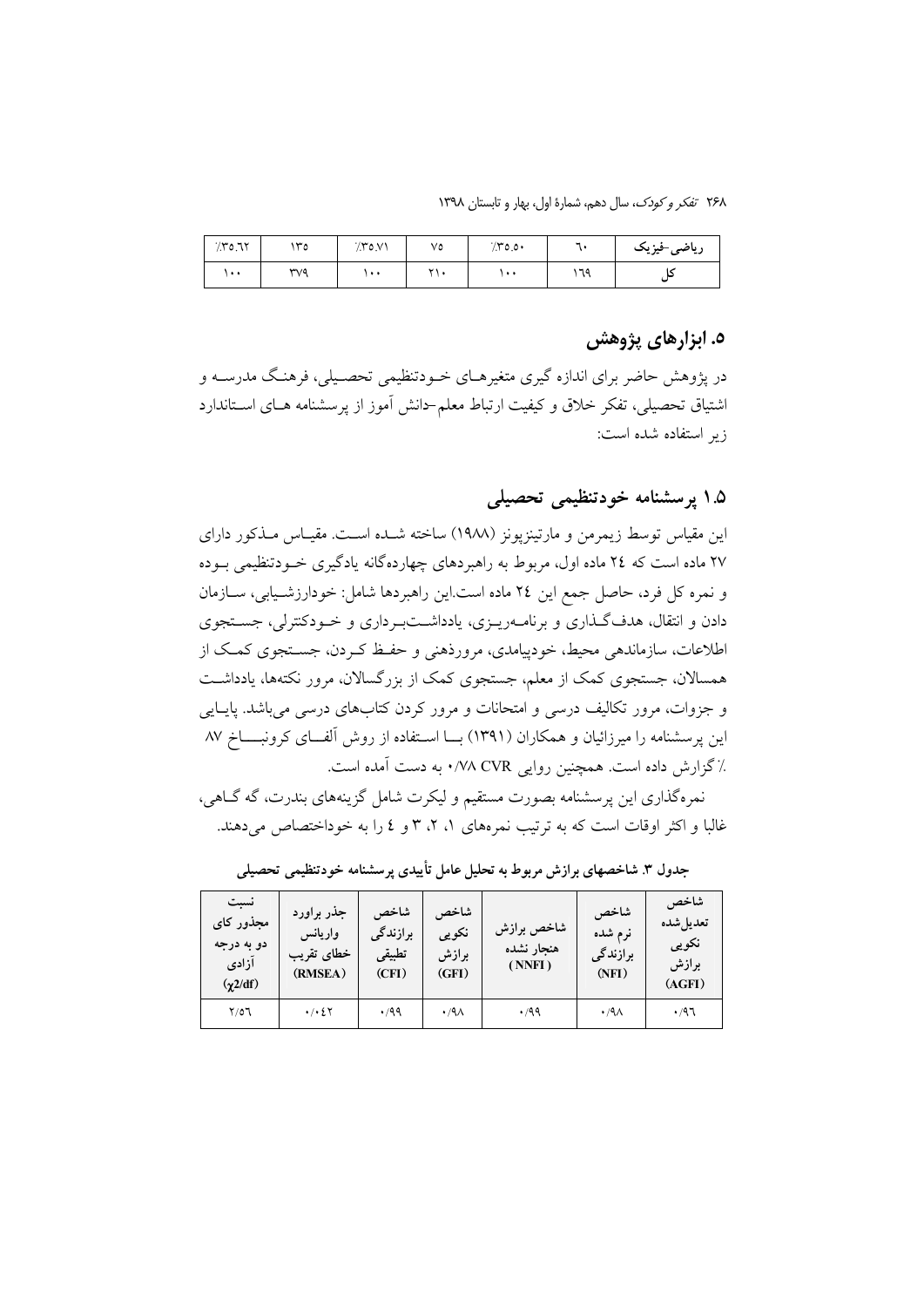| ریاضی-فیزیک | ٦٠ | ٪٣٥.٥٠ | ٧٥ | ٪٣٥.٧١ | ١٣٥ | ٪٣٥.٦٢ |
|---|---|---|---|---|---|---|
| کل | ١٦٩ | ١٠٠ | ٢١٠ | ١٠٠ | ٣٧٩ | ١٠٠ |

## ۵. ابزارهای پژوهش

در پژوهش حاضر برای اندازه گیری متغیرهـای خـودتنظیمی تحصـیلی، فرهنـگ مدرسـه و اشتیاق تحصیلی، تفکر خلاق و کیفیت ارتباط معلم-دانش آموز از پرسشنامه هـای اسـتاندارد زیر استفاده شده است:

### ۱.۵ پرسشنامه خودتنظیمی تحصیلی

این مقیاس توسط زیمرمن و مارتینزپونز (۱۹۸۸) ساخته شـده اسـت. مقیـاس مـذکور دارای ۲۷ ماده است که ۲٤ ماده اول، مربوط به راهبردهای چهارده‌گانه یادگیری خـودتنظیمی بـوده و نمره کل فرد، حاصل جمع این ۲٤ ماده است.این راهبردها شامل: خودارزشـیابی، سـازمان دادن و انتقال، هدف‌گـذاری و برنامـه‌ریـزی، یادداشـت‌بـرداری و خـودکنترلی، جسـتجوی اطلاعات، سازماندهی محیط، خودپیامدی، مرورذهنی و حفـظ کـردن، جسـتجوی کمـک از همسالان، جستجوی کمک از معلم، جستجوی کمک از بزرگسالان، مرور نکته‌ها، یادداشـت و جزوات، مرور تکالیف درسی و امتحانات و مرور کردن کتاب‌های درسی می‌باشد. پایـایی این پرسشنامه را میرزائیان و همکاران (۱۳۹۱) بـا اسـتفاده از روش آلفـای کرونبـاخ ۸۷ ٪ گزارش داده است. همچنین روایی CVR ۰/۷۸ به دست آمده است.

نمره‌گذاری این پرسشنامه بصورت مستقیم و لیکرت شامل گزینه‌های بندرت، گه گـاهی، غالبا و اکثر اوقات است که به ترتیب نمره‌های ۱، ۲، ۳ و ٤ را به خوداختصاص می‌دهند.

**جدول ۳. شاخصهای برازش مربوط به تحلیل عامل تأییدی پرسشنامه خودتنظیمی تحصیلی**

| شاخص تعدیل‌شده نکویی برازش (AGFI) | شاخص نرم شده برازندگی (NFI) | شاخص برازش هنجار نشده (NNFI) | شاخص نکویی برازش (GFI) | شاخص برازندگی تطبیقی (CFI) | جذر براورد واریانس خطای تقریب (RMSEA) | نسبت مجذور کای دو به درجه آزادی ($\chi2/df$) |
|---|---|---|---|---|---|---|
| ۰/۹٦ | ۰/۹۸ | ۰/۹۹ | ۰/۹۸ | ۰/۹۹ | ۰/۰٤۲ | ۲/٥٦ |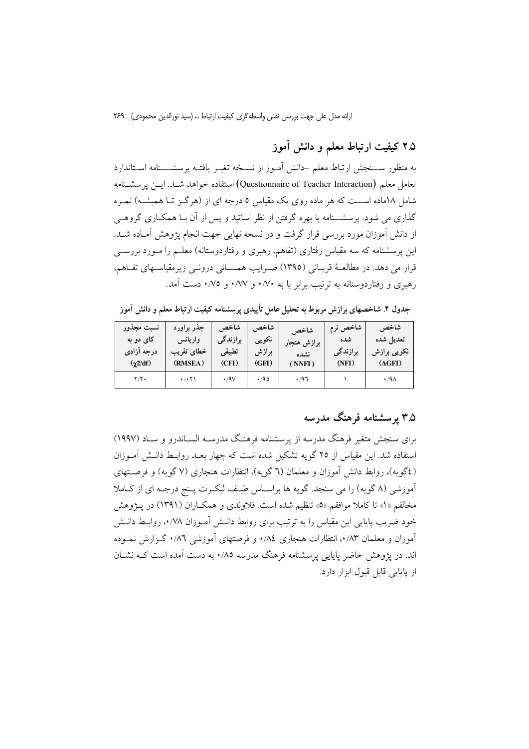## ۲.۵ کیفیت ارتباط معلم و دانش آموز

به منظور سنجش ارتباط معلم –دانش آموز از نسخه تغیر یافته پرسشنامه استاندارد تعامل معلم (Questionnaire of Teacher Interaction) استفاده خواهد شد. این پرسشنامه شامل ۱۸ماده است که هر ماده روی یک مقیاس ۵ درجه ای از (هرگز تا همیشه) نمره گذاری می شود. پرسشنامه با بهره گرفتن از نظر اساتید و پس از آن با همکاری گروهی از دانش آموزان مورد بررسی قرار گرفت و در نسخه نهایی جهت انجام پژوهش آماده شد. این پرسشنامه که سه مقیاس رفتاری (تفاهم، رهبری و رفتاردوستانه) معلم را مورد بررسی قرار می دهد. در مطالعهٔ قربانی (۱۳۹۵) ضرایب همسانی درونی زیرمقیاسهای تفاهم، رهبری و رفتاردوستانه به ترتیب برابر با به ۰/۷۰ و ۰/۷۷ و ۰/۷۵ دست آمد.

**جدول ۴. شاخصهای برازش مربوط به تحلیل عامل تأییدی پرسشنامه کیفیت ارتباط معلم و دانش آموز**

| شاخص تعدیل شده نکویی برازش (AGFI) | شاخص نرم شده برازندگی (NFI) | شاخص برازش هنجار نشده (NNFI) | شاخص نکویی برازش (GFI) | شاخص برازندگی تطبیقی (CFI) | جذر براورد واریانس خطای تقریب (RMSEA) | نسبت مجذور کای دو به درجه آزادی ($\chi2$/df) |
|---|---|---|---|---|---|---|
| ۰/۹۸ | ۱ | ۰/۹٦ | ۰/۹۵ | ۰/۹۷ | ۰/۰۲۱ | ۲/۲۰ |

## ۳.۵ پرسشنامه فرهنگ مدرسه

برای سنجش متغیر فرهنگ مدرسه از پرسشنامه فرهنگ مدرسه السااندرو و ساد (۱۹۹۷) استفاده شد. این مقیاس از ۲۵ گویه تشکیل شده است که چهار بعد روابط دانش آموزان (٤گویه)، روابط دانش آموزان و معلمان (٦ گویه)، انتظارات هنجاری (۷ گویه) و فرصتهای آموزشی (۸ گویه) را می سنجد. گویه ها براساس طیف لیکرت پنج درجه ای از کاملا مخالفم «۱» تا کاملا موافقم «۵» تنظیم شده است. قلاوندی و همکاران (۱۳۹۱) در پژوهش خود ضریب پایایی این مقیاس را به ترتیب برای روابط دانش آموزان ۰/۷۸، روابط دانش آموزان و معلمان ۰/۸۳، انتظارات هنجاری ۰/۸٤ و فرصتهای آموزشی ۰/۸٦ گزارش نموده اند. در پژوهش حاضر پایایی پرسشنامه فرهنگ مدرسه ۰/۸۵ به دست آمده است که نشان از پایایی قابل قبول ابزار دارد.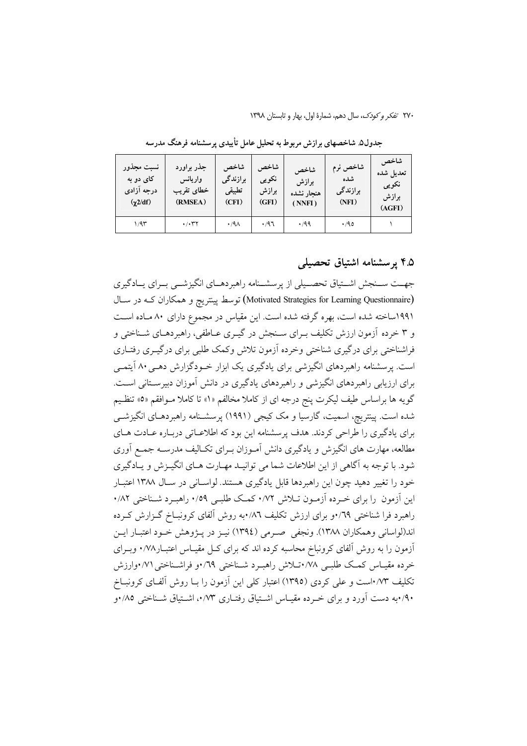جدول۵. شاخصهای برازش مربوط به تحلیل عامل تأییدی پرسشنامه فرهنگ مدرسه

| نسبت مجذور کای دو به درجه آزادی ($\chi2/df$) | جذر براورد واریانس خطای تقریب (RMSEA) | شاخص برازندگی تطبیقی (CFI) | شاخص نکویی برازش (GFI) | شاخص برازش هنجار نشده (NNFI) | شاخص نرم شده برازندگی (NFI) | شاخص تعدیل شده نکویی برازش (AGFI) |
|---|---|---|---|---|---|---|
| ۱/۹۳ | ۰/۰۳۲ | ۰/۹۸ | ۰/۹٦ | ۰/۹۹ | ۰/۹۵ | ۱ |

## ۴.۵ پرسشنامه اشتیاق تحصیلی

جهت سنجش اشتیاق تحصیلی از پرسشنامه راهبردهای انگیزشی برای یادگیری (Motivated Strategies for Learning Questionnaire) توسط پینتریچ و همکاران که در سال ۱۹۹۱ساخته شده است، بهره گرفته شده است. این مقیاس در مجموع دارای ۸۰ ماده است و ۳ خرده آزمون ارزش تکلیف برای سنجش در گیری عاطفی، راهبردهای شناختی و فراشناختی برای درگیری شناختی وخرده آزمون تلاش وکمک طلبی برای درگیری رفتاری است. پرسشنامه راهبردهای انگیزشی برای یادگیری یک ابزار خودگزارش دهی ۸۰ آیتمی برای ارزیابی راهبردهای انگیزشی و راهبردهای یادگیری در دانش آموزان دبیرستانی است. گویه ها براساس طیف لیکرت پنج درجه ای از کاملا مخالفم «۱» تا کاملا موافقم «۵» تنظیم شده است. پینتریچ، اسمیت، گارسیا و مک کیجی (۱۹۹۱) پرسشنامه راهبردهای انگیزشی برای یادگیری را طراحی کردند. هدف پرسشنامه این بود که اطلاعاتی درباره عادت های مطالعه، مهارت های انگیزش و یادگیری دانش آموزان برای تکالیف مدرسه جمع آوری شود. با توجه به آگاهی از این اطلاعات شما می توانید مهارت های انگیزش و یادگیری خود را تغییر دهید چون این راهبردها قابل یادگیری هستند. لواسانی در سال ۱۳۸۸ اعتبار این آزمون را برای خرده آزمون تلاش ۰/۷۲ کمک طلبی ۰/۵۹ راهبرد شناختی ۰/۸۲ راهبرد فرا شناختی ۰/٦۹و برای ارزش تکلیف ۰/۸٦به روش آلفای کرونباخ گزارش کرده اند(لواسانی وهمکاران ۱۳۸۸). ونجفی صرمی (۱۳۹٤) نیز در پژوهش خود اعتبار این آزمون را به روش آلفای کرونباخ محاسبه کرده اند که برای کل مقیاس اعتبار۰/۷۸ وبرای خرده مقیاس کمک طلبی ۰/۷۸تلاش راهبرد شناختی ۰/٦۹و فراشناختی۰/۷۱وارزش تکلیف ۰/۷۳است و علی کردی (۱۳۹۵) اعتبار کلی این آزمون را با روش آلفای کرونباخ ۰/۹۰به دست آورد و برای خرده مقیاس اشتیاق رفتاری ۰/۷۳، اشتیاق شناختی ۰/۸۵و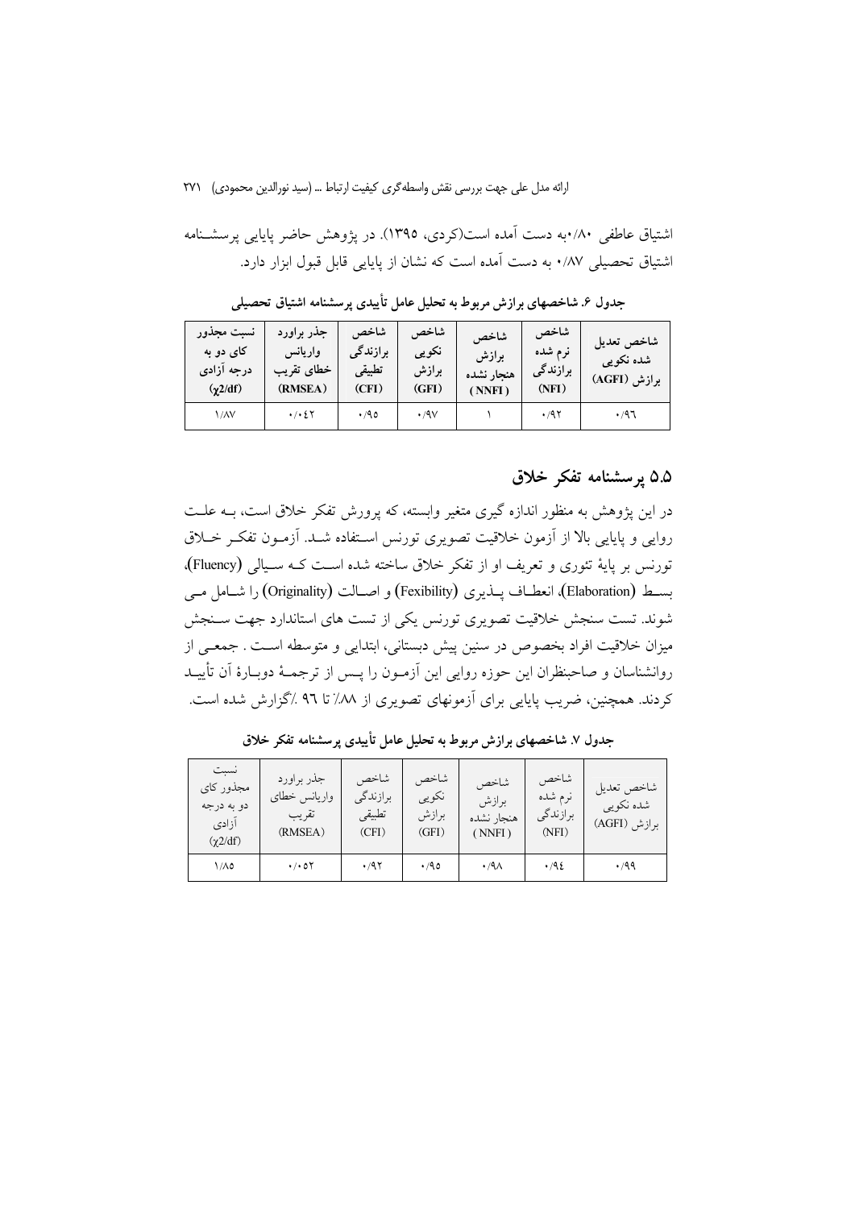اشتیاق عاطفی ۰/۸۰به دست آمده است(کردی، ۱۳۹۵). در پژوهش حاضر پایایی پرسشنامه اشتیاق تحصیلی ۰/۸۷ به دست آمده است که نشان از پایایی قابل قبول ابزار دارد.

**جدول ۶. شاخصهای برازش مربوط به تحلیل عامل تأییدی پرسشنامه اشتیاق تحصیلی**

| شاخص تعدیل شده نکویی برازش (AGFI) | شاخص نرم شده برازندگی (NFI) | شاخص برازش هنجار نشده (NNFI) | شاخص نکویی برازش (GFI) | شاخص برازندگی تطبیقی (CFI) | جذر براورد واریانس خطای تقریب (RMSEA) | نسبت مجذور کای دو به درجه آزادی ($\chi2/df$) |
|---|---|---|---|---|---|---|
| ۰/۹۶ | ۰/۹۲ | ۱ | ۰/۹۷ | ۰/۹۵ | ۰/۰۴۲ | ۱/۸۷ |

## ۵.۵ پرسشنامه تفکر خلاق

در این پژوهش به منظور اندازه گیری متغیر وابسته، که پرورش تفکر خلاق است، بـه علـت روایی و پایایی بالا از آزمون خلاقیت تصویری تورنس اسـتفاده شـد. آزمـون تفکـر خـلاق تورنس بر پایهٔ تئوری و تعریف او از تفکر خلاق ساخته شده اسـت کـه سـیالی (Fluency)، بسـط (Elaboration)، انعطـاف پـذیری (Fexibility) و اصـالت (Originality) را شـامل مـی شوند. تست سنجش خلاقیت تصویری تورنس یکی از تست های استاندارد جهت سـنجش میزان خلاقیت افراد بخصوص در سنین پیش دبستانی، ابتدایی و متوسطه اسـت . جمعـی از روانشناسان و صاحبنظران این حوزه روایی این آزمـون را پـس از ترجمـهٔ دوبـارهٔ آن تأییـد کردند. همچنین، ضریب پایایی برای آزمونهای تصویری از ۸۸٪ تا ۹۶ ٪گزارش شده است.

**جدول ۷. شاخصهای برازش مربوط به تحلیل عامل تأییدی پرسشنامه تفکر خلاق**

| شاخص تعدیل شده نکویی برازش (AGFI) | شاخص نرم شده برازندگی (NFI) | شاخص برازش هنجار نشده (NNFI) | شاخص نکویی برازش (GFI) | شاخص برازندگی تطبیقی (CFI) | جذر براورد واریانس خطای تقریب (RMSEA) | نسبت مجذور کای دو به درجه آزادی ($\chi2/df$) |
|---|---|---|---|---|---|---|
| ۰/۹۹ | ۰/۹٤ | ۰/۹۸ | ۰/۹۵ | ۰/۹۲ | ۰/۰۵۲ | ۱/۸۵ |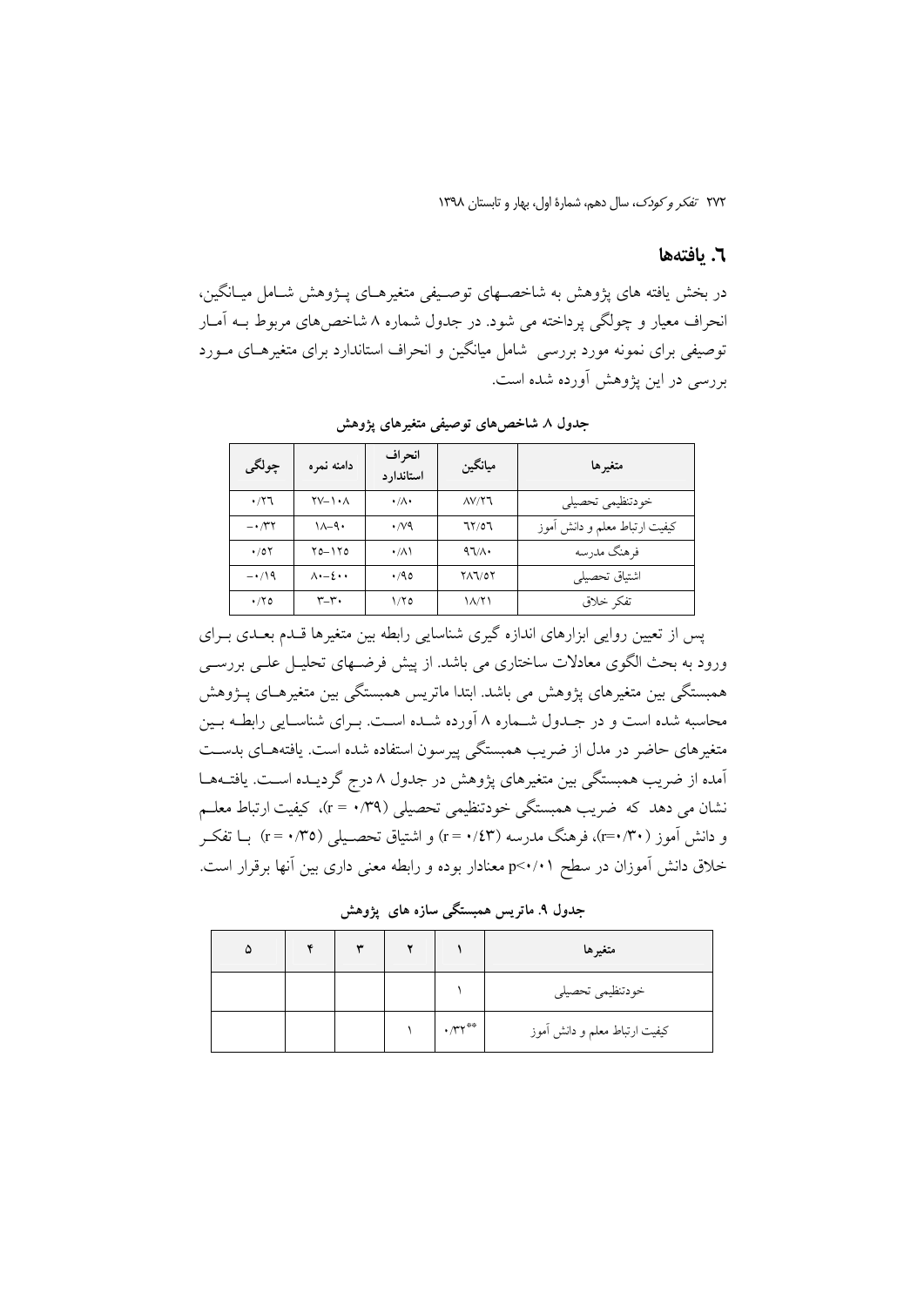## ٦. یافته‌ها

در بخش یافته های پژوهش به شاخصهای توصیفی متغیرهای پژوهش شامل میانگین، انحراف معیار و چولگی پرداخته می شود. در جدول شماره ۸ شاخص‌های مربوط به آمار توصیفی برای نمونه مورد بررسی شامل میانگین و انحراف استاندارد برای متغیرهای مورد بررسی در این پژوهش آورده شده است.

**جدول ۸ شاخص‌های توصیفی متغیرهای پژوهش**

| متغیرها | میانگین | انحراف استاندارد | دامنه نمره | چولگی |
|---|---|---|---|---|
| خودتنظیمی تحصیلی | ۸۷/۲۶ | ۰/۸۰ | ۲۷–۱۰۸ | ۰/۲۶ |
| کیفیت ارتباط معلم و دانش آموز | ٦۲/٥٦ | ۰/۷۹ | ۱۸–۹۰ | −۰/۳۲ |
| فرهنگ مدرسه | ۹٦/۸۰ | ۰/۸۱ | ۲٥–۱۲٥ | ۰/٥۲ |
| اشتیاق تحصیلی | ۲۸٦/٥۲ | ۰/۹٥ | ۸۰–٤۰۰ | −۰/۱۹ |
| تفکر خلاق | ۱۸/۲۱ | ۱/۲٥ | ۳–۳۰ | ۰/۲٥ |

پس از تعیین روایی ابزارهای اندازه گیری شناسایی رابطه بین متغیرها قدم بعدی برای ورود به بحث الگوی معادلات ساختاری می باشد. از پیش فرضهای تحلیل علی بررسی همبستگی بین متغیرهای پژوهش می باشد. ابتدا ماتریس همبستگی بین متغیرهای پژوهش محاسبه شده است و در جدول شماره ۸ آورده شده است. برای شناسایی رابطه بین متغیرهای حاضر در مدل از ضریب همبستگی پیرسون استفاده شده است. یافته‌های بدست آمده از ضریب همبستگی بین متغیرهای پژوهش در جدول ۸ درج گردیده است. یافته‌ها نشان می دهد که ضریب همبستگی خودتنظیمی تحصیلی (r = ۰/۳۹)، کیفیت ارتباط معلم و دانش آموز (r=۰/۳۰)، فرهنگ مدرسه (r = ۰/٤۳) و اشتیاق تحصیلی (r = ۰/۳٥) با تفکر خلاق دانش آموزان در سطح p<۰/۰۱ معنادار بوده و رابطه معنی داری بین آنها برقرار است.

**جدول ۹. ماتریس همبستگی سازه های پژوهش**

| متغیرها | ۱ | ۲ | ۳ | ۴ | ۵ |
|---|---|---|---|---|---|
| خودتنظیمی تحصیلی | ۱ | | | | |
| کیفیت ارتباط معلم و دانش آموز | **۰/۳۲ | ۱ | | | |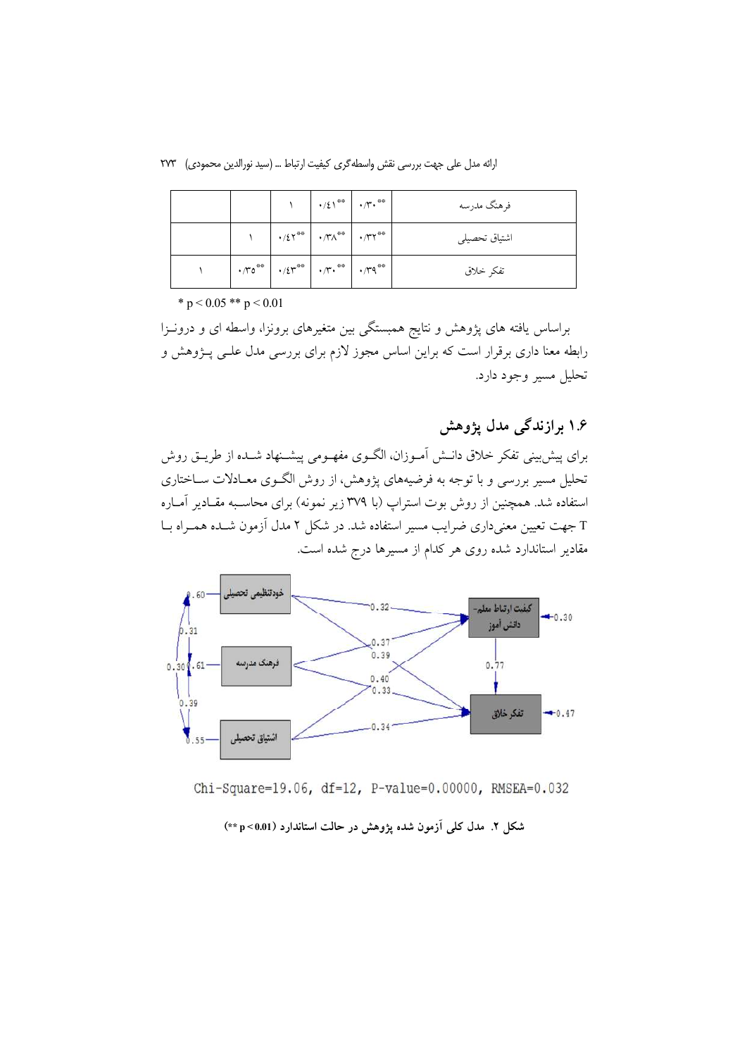| فرهنگ مدرسه | ۰/۳۰** | ۰/۴۱** | ۱ | | |
|---|---|---|---|---|---|
| اشتیاق تحصیلی | ۰/۳۲** | ۰/۳۸** | ۰/۴۲** | ۱ | |
| تفکر خلاق | ۰/۳۹** | ۰/۳۰** | ۰/۴۳** | ۰/۳۵** | ۱ |

* $p < 0.05$ ** $p < 0.01$

براساس یافته های پژوهش و نتایج همبستگی بین متغیرهای برونزا، واسطه ای و درونزا رابطه معنا داری برقرار است که براین اساس مجوز لازم برای بررسی مدل علی پژوهش و تحلیل مسیر وجود دارد.

## ۱.۶ برازندگی مدل پژوهش

برای پیش‌بینی تفکر خلاق دانش آموزان، الگوی مفهومی پیشنهاد شده از طریق روش تحلیل مسیر بررسی و با توجه به فرضیه‌های پژوهش، از روش الگوی معادلات ساختاری استفاده شد. همچنین از روش بوت استراپ (با ۳۷۹ زیر نمونه) برای محاسبه مقادیر آماره T جهت تعیین معنی‌داری ضرایب مسیر استفاده شد. در شکل ۲ مدل آزمون شده همراه با مقادیر استاندارد شده روی هر کدام از مسیرها درج شده است.

Chi-Square=19.06, df=12, P-value=0.00000, RMSEA=0.032

شکل ۲. مدل کلی آزمون شده پژوهش در حالت استاندارد (** $p < 0.01$)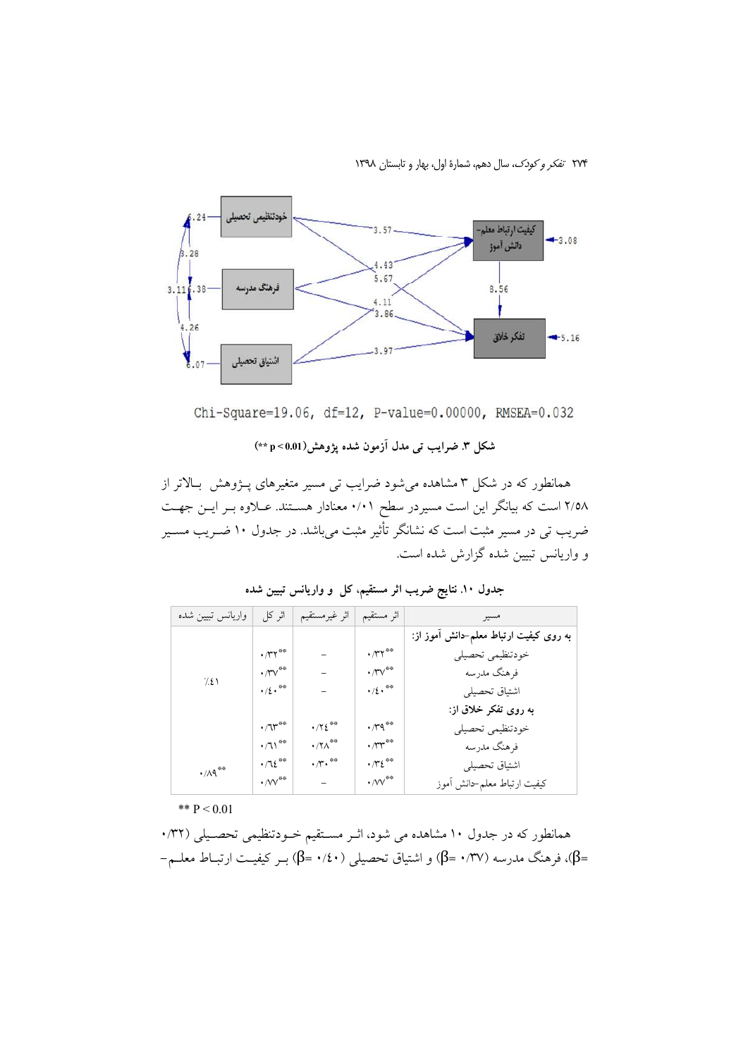Chi-Square=19.06, df=12, P-value=0.00000, RMSEA=0.032

**شکل ۳. ضرایب تی مدل آزمون شده پژوهش(p < 0.01 **)**

همانطور که در شکل ۳ مشاهده می‌شود ضرایب تی مسیر متغیرهای پـژوهش بـالاتر از ۲/۵۸ است که بیانگر این است مسیردر سطح ۰/۰۱ معنادار هسـتند. عـلاوه بـر ایـن جهـت ضریب تی در مسیر مثبت است که نشانگر تأثیر مثبت می‌باشد. در جدول ۱۰ ضـریب مسـیر و واریانس تبیین شده گزارش شده است.

**جدول ۱۰. نتایج ضریب اثر مستقیم، کل و واریانس تبیین شده**

| مسیر | اثر مستقیم | اثر غیرمستقیم | اثر کل | واریانس تبیین شده |
|---|---|---|---|---|
| **به روی کیفیت ارتباط معلم-دانش آموز از:** | | | | |
| خودتنظیمی تحصیلی | \*\*۰/۳۲ | - | \*\*۰/۳۲ | |
| فرهنگ مدرسه | \*\*۰/۳۷ | - | \*\*۰/۳۷ | ٪۴۱ |
| اشتیاق تحصیلی | \*\*۰/۴۰ | - | \*\*۰/۴۰ | |
| **به روی تفکر خلاق از:** | | | | |
| خودتنظیمی تحصیلی | \*\*۰/۳۹ | \*\*۰/۲۴ | \*\*۰/۶۳ | |
| فرهنگ مدرسه | \*\*۰/۳۳ | \*\*۰/۲۸ | \*\*۰/۶۱ | |
| اشتیاق تحصیلی | \*\*۰/۳۴ | \*\*۰/۳۰ | \*\*۰/۶۴ | |
| کیفیت ارتباط معلم-دانش آموز | \*\*۰/۷۷ | - | \*\*۰/۷۷ | \*\*۰/۸۹ |

** P < 0.01

همانطور که در جدول ۱۰ مشاهده می شود، اثـر مسـتقیم خـودتنظیمی تحصـیلی (۰/۳۲ =β)، فرهنگ مدرسه (۰/۳۷ =β) و اشتیاق تحصیلی (۰/۴۰ =β) بـر کیفیـت ارتبـاط معلـم-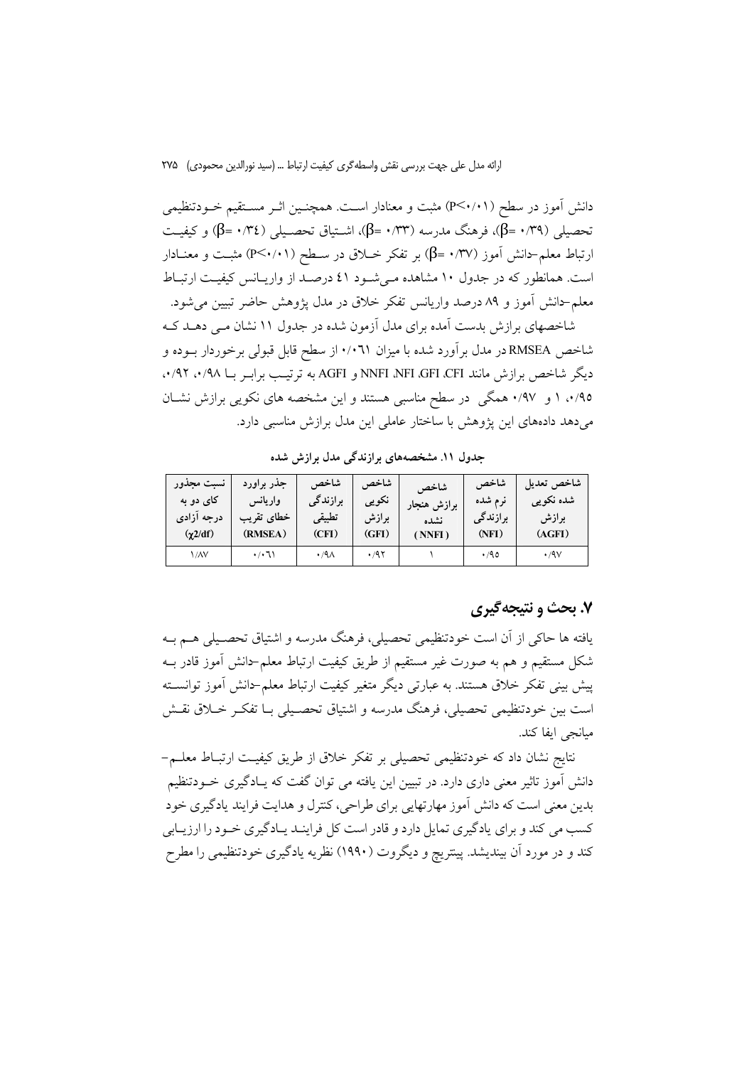دانش آموز در سطح (P<۰/۰۱) مثبت و معنادار است. همچنین اثر مستقیم خودتنظیمی تحصیلی (β= ۰/۳۹)، فرهنگ مدرسه (β= ۰/۳۳)، اشتیاق تحصیلی (β= ۰/۳٤) و کیفیت ارتباط معلم-دانش آموز (β= ۰/۳۷) بر تفکر خلاق در سطح (P<۰/۰۱) مثبت و معنادار است. همانطور که در جدول ۱۰ مشاهده می‌شود ٤١ درصد از واریانس کیفیت ارتباط معلم-دانش آموز و ۸۹ درصد واریانس تفکر خلاق در مدل پژوهش حاضر تبیین می‌شود.

شاخصهای برازش بدست آمده برای مدل آزمون شده در جدول ۱۱ نشان می دهد که شاخص RMSEA در مدل برآورد شده با میزان ۰/۰٦١ از سطح قابل قبولی برخوردار بوده و دیگر شاخص برازش مانند CFI، GFI، NFI، NNFI و AGFI به ترتیب برابر با ۰/۹۸، ۰/۹۲، ۰/۹۵، ۱ و ۰/۹۷ همگی در سطح مناسبی هستند و این مشخصه های نکویی برازش نشان می‌دهد داده‌های این پژوهش با ساختار عاملی این مدل برازش مناسبی دارد.

**جدول ۱۱. مشخصه‌های برازندگی مدل برازش شده**

| شاخص تعدیل شده نکویی برازش (AGFI) | شاخص نرم شده برازندگی (NFI) | شاخص برازش هنجار نشده (NNFI) | شاخص نکویی برازش (GFI) | شاخص برازندگی تطبیقی (CFI) | جذر براورد واریانس خطای تقریب (RMSEA) | نسبت مجذور کای دو به درجه آزادی ($\chi 2/df$) |
|---|---|---|---|---|---|---|
| ۰/۹۷ | ۰/۹٥ | ۱ | ۰/۹۲ | ۰/۹۸ | ۰/۰٦۱ | ۱/۸۷ |

## ۷. بحث و نتیجه‌گیری

یافته ها حاکی از آن است خودتنظیمی تحصیلی، فرهنگ مدرسه و اشتیاق تحصیلی هم به شکل مستقیم و هم به صورت غیر مستقیم از طریق کیفیت ارتباط معلم-دانش آموز قادر به پیش بینی تفکر خلاق هستند. به عبارتی دیگر متغیر کیفیت ارتباط معلم-دانش آموز توانسته است بین خودتنظیمی تحصیلی، فرهنگ مدرسه و اشتیاق تحصیلی با تفکر خلاق نقش میانجی ایفا کند.

نتایج نشان داد که خودتنظیمی تحصیلی بر تفکر خلاق از طریق کیفیت ارتباط معلم-دانش آموز تاثیر معنی داری دارد. در تبیین این یافته می توان گفت که یادگیری خودتنظیم بدین معنی است که دانش آموز مهارتهایی برای طراحی، کنترل و هدایت فرایند یادگیری خود کسب می کند و برای یادگیری تمایل دارد و قادر است کل فرایند یادگیری خود را ارزیابی کند و در مورد آن بیندیشد. پینتریچ و دیگروت (۱۹۹۰) نظریه یادگیری خودتنظیمی را مطرح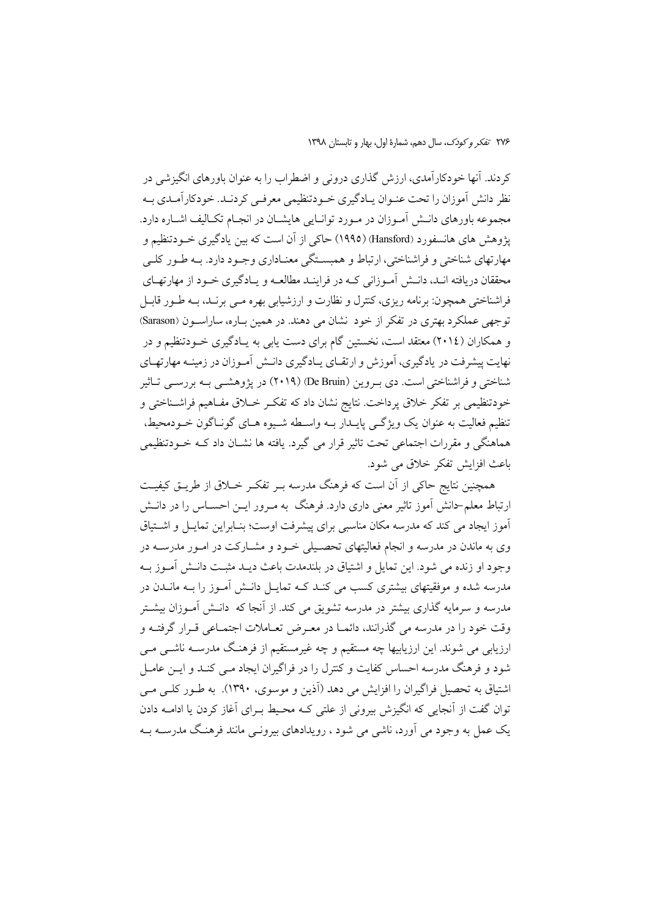کردند. آنها خودکارآمدی، ارزش گذاری درونی و اضطراب را به عنوان باورهای انگیزشی در نظر دانش آموزان را تحت عنوان یادگیری خودتنظیمی معرفی کردند. خودکارآمدی به مجموعه باورهای دانش آموزان در مورد توانایی هایشان در انجام تکالیف اشاره دارد. پژوهش های هانسفورد (Hansford) (۱۹۹۵) حاکی از آن است که بین یادگیری خودتنظیم و مهارتهای شناختی و فراشناختی، ارتباط و همبستگی معناداری وجود دارد. به طور کلی محققان دریافته اند، دانش آموزانی که در فرایند مطالعه و یادگیری خود از مهارتهای فراشناختی همچون: برنامه ریزی، کنترل و نظارت و ارزشیابی بهره می برند، به طور قابل توجهی عملکرد بهتری در تفکر از خود نشان می دهند. در همین باره، ساراسون (Sarason) و همکاران (۲۰۱٤) معتقد است، نخستین گام برای دست یابی به یادگیری خودتنظیم و در نهایت پیشرفت در یادگیری، آموزش و ارتقای یادگیری دانش آموزان در زمینه مهارتهای شناختی و فراشناختی است. دی بروین (De Bruin) (۲۰۱۹) در پژوهشی به بررسی تاثیر خودتنظیمی بر تفکر خلاق پرداخت. نتایج نشان داد که تفکر خلاق مفاهیم فراشناختی و تنظیم فعالیت به عنوان یک ویژگی پایدار به واسطه شیوه های گوناگون خودمحیط، هماهنگی و مقررات اجتماعی تحت تاثیر قرار می گیرد. یافته ها نشان داد که خودتنظیمی باعث افزایش تفکر خلاق می شود.

همچنین نتایج حاکی از آن است که فرهنگ مدرسه بر تفکر خلاق از طریق کیفیت ارتباط معلم-دانش آموز تاثیر معنی داری دارد. فرهنگ به مرور این احساس را در دانش آموز ایجاد می کند که مدرسه مکان مناسبی برای پیشرفت اوست؛ بنابراین تمایل و اشتیاق وی به ماندن در مدرسه و انجام فعالیتهای تحصیلی خود و مشارکت در امور مدرسه در وجود او زنده می شود. این تمایل و اشتیاق در بلندمدت باعث دید مثبت دانش آموز به مدرسه شده و موفقیتهای بیشتری کسب می کند که تمایل دانش آموز را به ماندن در مدرسه و سرمایه گذاری بیشتر در مدرسه تشویق می کند. از آنجا که دانش آموزان بیشتر وقت خود را در مدرسه می گذرانند، دائما در معرض تعاملات اجتماعی قرار گرفته و ارزیابی می شوند. این ارزیابیها چه مستقیم و چه غیرمستقیم از فرهنگ مدرسه ناشی می شود و فرهنگ مدرسه احساس کفایت و کنترل را در فراگیران ایجاد می کند و این عامل اشتیاق به تحصیل فراگیران را افزایش می دهد (آذین و موسوی، ۱۳۹۰). به طور کلی می توان گفت از آنجایی که انگیزش بیرونی از علتی که محیط برای آغاز کردن یا ادامه دادن یک عمل به وجود می آورد، ناشی می شود ، رویدادهای بیرونی مانند فرهنگ مدرسه به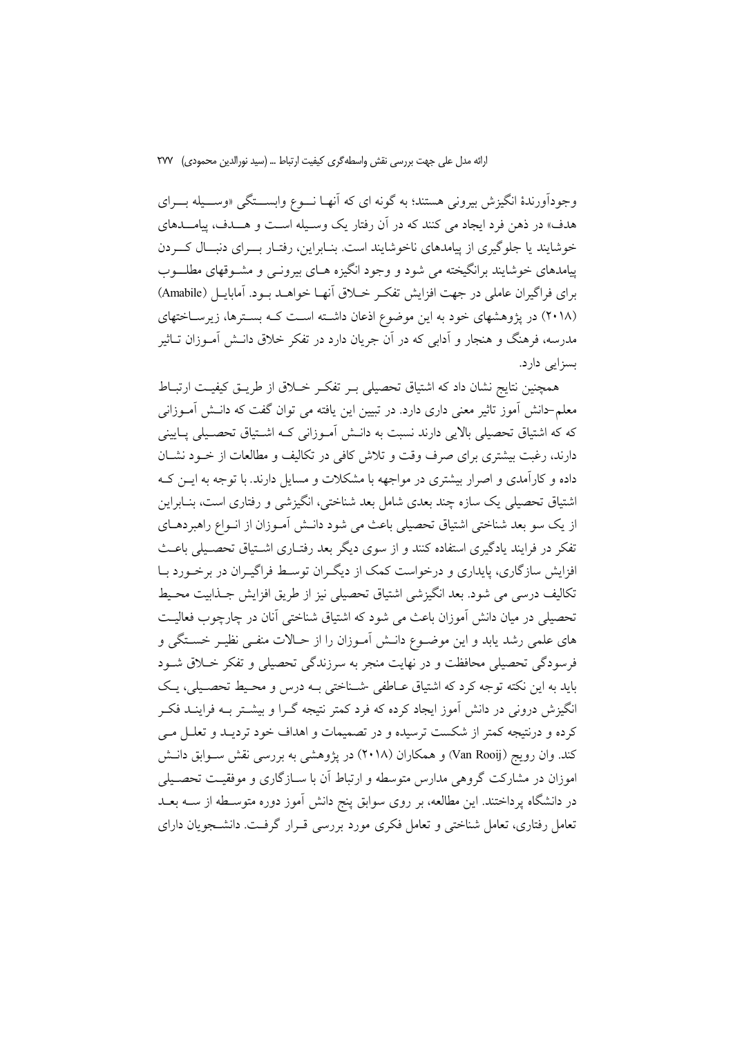وجودآورندۀ انگیزش بیرونی هستند؛ به گونه ای که آنها نوع وابستگی «وسیله برای هدف» در ذهن فرد ایجاد می کنند که در آن رفتار یک وسیله است و هدف، پیامدهای خوشایند یا جلوگیری از پیامدهای ناخوشایند است. بنابراین، رفتار برای دنبال کردن پیامدهای خوشایند برانگیخته می شود و وجود انگیزه های بیرونی و مشوقهای مطلوب برای فراگیران عاملی در جهت افزایش تفکر خلاق آنها خواهد بود. آمابایل (Amabile) (۲۰۱۸) در پژوهشهای خود به این موضوع اذعان داشته است که بسترها، زیرساختهای مدرسه، فرهنگ و هنجار و آدابی که در آن جریان دارد در تفکر خلاق دانش آموزان تاثیر بسزایی دارد.

همچنین نتایج نشان داد که اشتیاق تحصیلی بر تفکر خلاق از طریق کیفیت ارتباط معلم-دانش آموز تاثیر معنی داری دارد. در تبیین این یافته می توان گفت که دانش آموزانی که که اشتیاق تحصیلی بالایی دارند نسبت به دانش آموزانی که اشتیاق تحصیلی پایینی دارند، رغبت بیشتری برای صرف وقت و تلاش کافی در تکالیف و مطالعات از خود نشان داده و کارآمدی و اصرار بیشتری در مواجهه با مشکلات و مسایل دارند. با توجه به این که اشتیاق تحصیلی یک سازه چند بعدی شامل بعد شناختی، انگیزشی و رفتاری است، بنابراین از یک سو بعد شناختی اشتیاق تحصیلی باعث می شود دانش آموزان از انواع راهبردهای تفکر در فرایند یادگیری استفاده کنند و از سوی دیگر بعد رفتاری اشتیاق تحصیلی باعث افزایش سازگاری، پایداری و درخواست کمک از دیگران توسط فراگیران در برخورد با تکالیف درسی می شود. بعد انگیزشی اشتیاق تحصیلی نیز از طریق افزایش جذابیت محیط تحصیلی در میان دانش آموزان باعث می شود که اشتیاق شناختی آنان در چارچوب فعالیت های علمی رشد یابد و این موضوع دانش آموزان را از حالات منفی نظیر خستگی و فرسودگی تحصیلی محافظت و در نهایت منجر به سرزندگی تحصیلی و تفکر خلاق شود باید به این نکته توجه کرد که اشتیاق عاطفی -شناختی به درس و محیط تحصیلی، یک انگیزش درونی در دانش آموز ایجاد کرده که فرد کمتر نتیجه گرا و بیشتر به فرایند فکر کرده و درنتیجه کمتر از شکست ترسیده و در تصمیمات و اهداف خود تردید و تعلل می کند. وان رویج (Van Rooij) و همکاران (۲۰۱۸) در پژوهشی به بررسی نقش سوابق دانش اموزان در مشارکت گروهی مدارس متوسطه و ارتباط آن با سازگاری و موفقیت تحصیلی در دانشگاه پرداختند. این مطالعه، بر روی سوابق پنج دانش آموز دوره متوسطه از سه بعد تعامل رفتاری، تعامل شناختی و تعامل فکری مورد بررسی قرار گرفت. دانشجویان دارای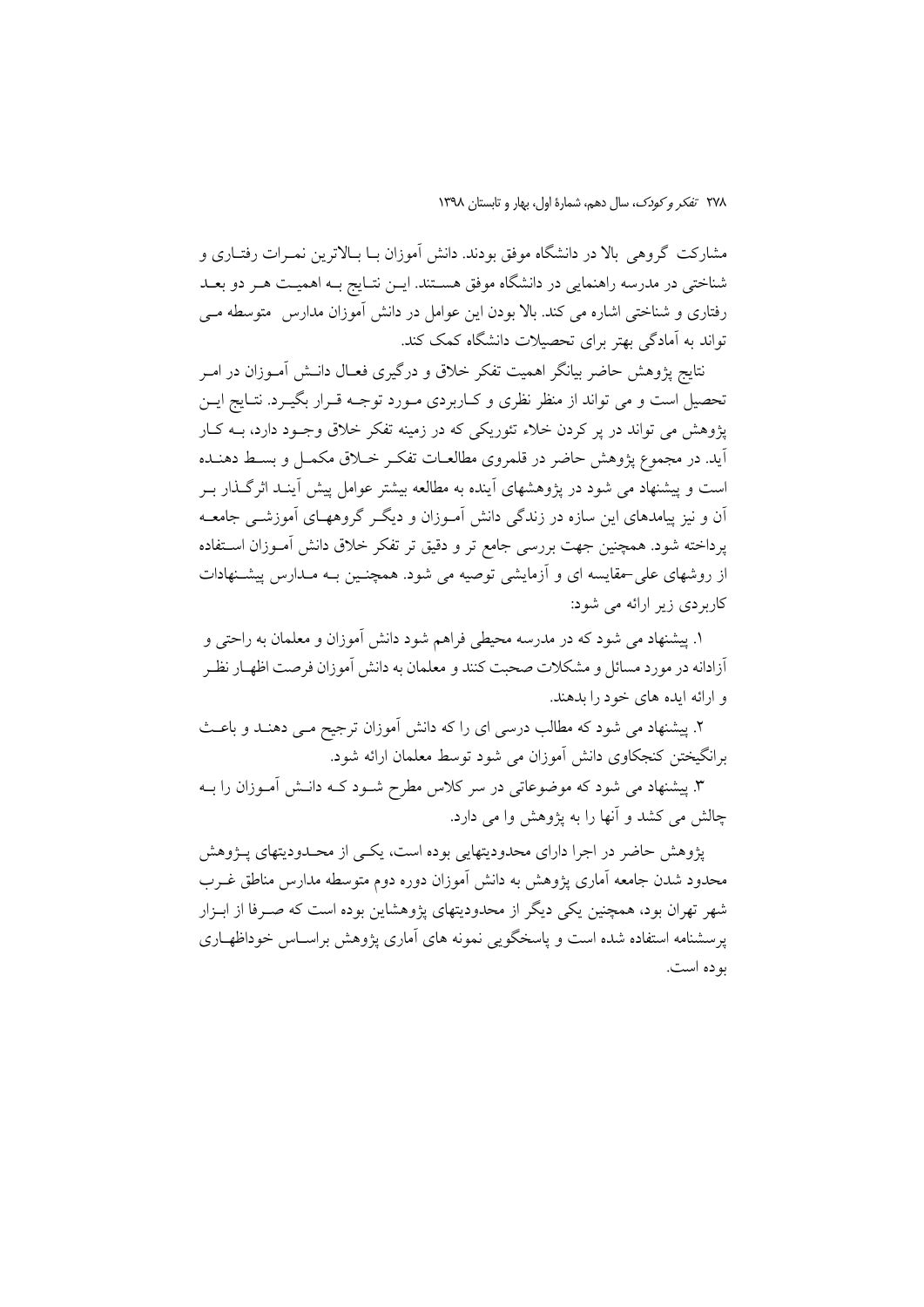مشارکت گروهی بالا در دانشگاه موفق بودند. دانش آموزان بـا بـالاترین نمـرات رفتـاری و شناختی در مدرسه راهنمایی در دانشگاه موفق هسـتند. ایـن نتـایج بـه اهمیـت هـر دو بعـد رفتاری و شناختی اشاره می کند. بالا بودن این عوامل در دانش آموزان مدارس متوسطه مـی تواند به آمادگی بهتر برای تحصیلات دانشگاه کمک کند.

نتایج پژوهش حاضر بیانگر اهمیت تفکر خلاق و درگیری فعـال دانـش آمـوزان در امـر تحصیل است و می تواند از منظر نظری و کـاربردی مـورد توجـه قـرار بگیـرد. نتـایج ایـن پژوهش می تواند در پر کردن خلاء تئوریکی که در زمینه تفکر خلاق وجـود دارد، بـه کـار آید. در مجموع پژوهش حاضر در قلمروی مطالعـات تفکـر خـلاق مکمـل و بسـط دهنـده است و پیشنهاد می شود در پژوهشهای آینده به مطالعه بیشتر عوامل پیش آینـد اثرگـذار بـر آن و نیز پیامدهای این سازه در زندگی دانش آمـوزان و دیگـر گروههـای آموزشـی جامعـه پرداخته شود. همچنین جهت بررسی جامع تر و دقیق تر تفکر خلاق دانش آمـوزان اسـتفاده از روشهای علی-مقایسه ای و آزمایشی توصیه می شود. همچنـین بـه مـدارس پیشـنهادات کاربردی زیر ارائه می شود:

۱. پیشنهاد می شود که در مدرسه محیطی فراهم شود دانش آموزان و معلمان به راحتی و آزادانه در مورد مسائل و مشکلات صحبت کنند و معلمان به دانش آموزان فرصت اظهـار نظـر و ارائه ایده های خود را بدهند.

۲. پیشنهاد می شود که مطالب درسی ای را که دانش آموزان ترجیح مـی دهنـد و باعـث برانگیختن کنجکاوی دانش آموزان می شود توسط معلمان ارائه شود.

۳. پیشنهاد می شود که موضوعاتی در سر کلاس مطرح شـود کـه دانـش آمـوزان را بـه چالش می کشد و آنها را به پژوهش وا می دارد.

پژوهش حاضر در اجرا دارای محدودیتهایی بوده است، یکـی از محـدودیتهای پـژوهش محدود شدن جامعه آماری پژوهش به دانش آموزان دوره دوم متوسطه مدارس مناطق غـرب شهر تهران بود، همچنین یکی دیگر از محدودیتهای پژوهشاین بوده است که صـرفا از ابـزار پرسشنامه استفاده شده است و پاسخگویی نمونه های آماری پژوهش براسـاس خوداظهـاری بوده است.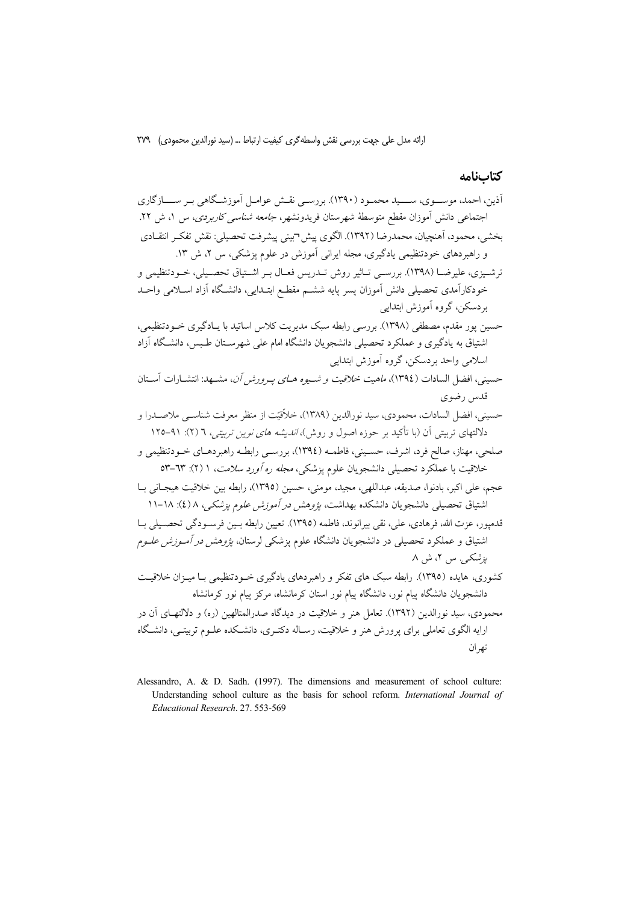## کتاب‌نامه

آذین، احمد، موسوی، سید محمود (۱۳۹۰). بررسی نقش عوامل آموزشگاهی بر سازگاری اجتماعی دانش آموزان مقطع متوسطهٔ شهرستان فریدونشهر، *جامعه شناسی کاربردی*، س ۱، ش ۲۲.

بخشی، محمود، آهنچیان، محمدرضا (۱۳۹۲). الگوی پیش¬بینی پیشرفت تحصیلی: نقش تفکر انتقادی و راهبردهای خودتنظیمی یادگیری، مجله ایرانی آموزش در علوم پزشکی، س ۲، ش ۱۳.

ترشیزی، علیرضا (۱۳۹۸). بررسی تاثیر روش تدریس فعال بر اشتیاق تحصیلی، خودتنظیمی و خودکارآمدی تحصیلی دانش آموزان پسر پایه ششم مقطع ابتدایی، دانشگاه آزاد اسلامی واحد بردسکن، گروه آموزش ابتدایی

حسین پور مقدم، مصطفی (۱۳۹۸). بررسی رابطه سبک مدیریت کلاس اساتید با یادگیری خودتنظیمی، اشتیاق به یادگیری و عملکرد تحصیلی دانشجویان دانشگاه امام علی شهرستان طبس، دانشگاه آزاد اسلامی واحد بردسکن، گروه آموزش ابتدایی

حسینی، افضل السادات (۱۳۹٤)، *ماهیت خلاقیت و شیوه های پرورش آن*، مشهد: انتشارات آستان قدس رضوی

حسینی، افضل السادات، محمودی، سید نورالدین (۱۳۸۹)، خلاّقیّت از منظر معرفت شناسی ملاصدرا و دلالتهای تربیتی آن (با تأکید بر حوزه اصول و روش)، *اندیشه های نوین تربیتی*، ٦ (۲): ۹۱-۱۲۵

صلحی، مهناز، صالح فرد، اشرف، حسینی، فاطمه (۱۳۹٤)، بررسی رابطه راهبردهای خودتنظیمی و خلاقیت با عملکرد تحصیلی دانشجویان علوم پزشکی، *مجله ره آورد سلامت*، ۱ (۲): ٦۳-٥۳

عجم، علی اکبر، بادنوا، صدیقه، عبداللهی، مجید، مومنی، حسین (۱۳۹٥)، رابطه بین خلاقیت هیجانی با اشتیاق تحصیلی دانشجویان دانشکده بهداشت، *پژوهش در آموزش علوم پزشکی*، ۸ (٤): ۱۸-۱۱

قدمپور، عزت الله، فرهادی، علی، نقی بیرانوند، فاطمه (۱۳۹٥). تعیین رابطه بین فرسودگی تحصیلی با اشتیاق و عملکرد تحصیلی در دانشجویان دانشگاه علوم پزشکی لرستان، *پژوهش در آموزش علوم پزشکی*. س ۲، ش ۸

کشوری، هایده (۱۳۹٥). رابطه سبک های تفکر و راهبردهای یادگیری خودتنظیمی با میزان خلاقیت دانشجویان دانشگاه پیام نور، دانشگاه پیام نور استان کرمانشاه، مرکز پیام نور کرمانشاه

محمودی، سید نورالدین (۱۳۹۲). تعامل هنر و خلاقیت در دیدگاه صدرالمتالهین (ره) و دلالتهای آن در ارایه الگوی تعاملی برای پرورش هنر و خلاقیت، رساله دکتری، دانشکده علوم تربیتی، دانشگاه تهران

Alessandro, A. & D. Sadh. (1997). The dimensions and measurement of school culture: Understanding school culture as the basis for school reform. *International Journal of Educational Research*. 27. 553-569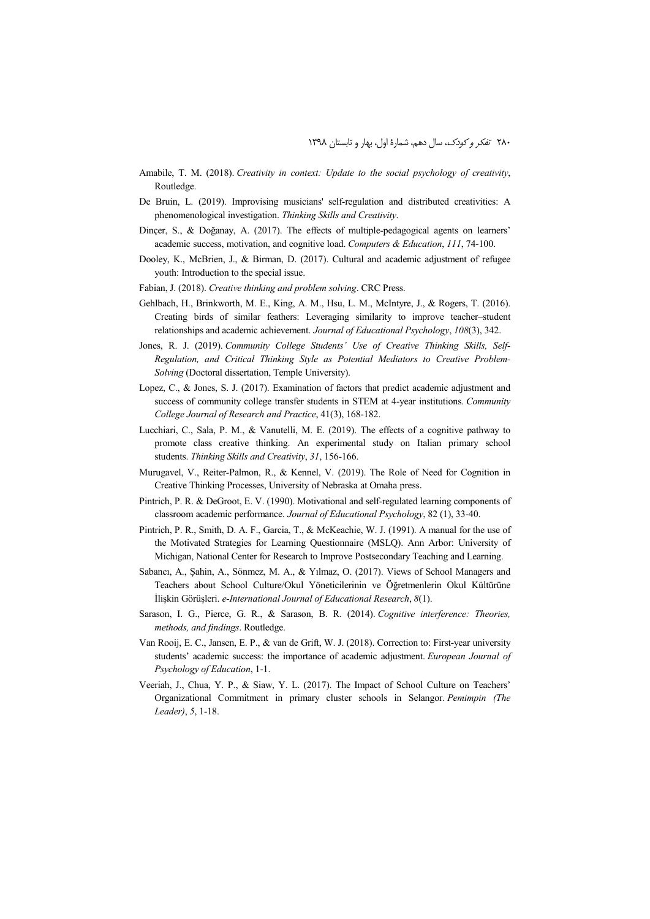Amabile, T. M. (2018). *Creativity in context: Update to the social psychology of creativity*, Routledge.

De Bruin, L. (2019). Improvising musicians' self-regulation and distributed creativities: A phenomenological investigation. *Thinking Skills and Creativity*.

Dinçer, S., & Doğanay, A. (2017). The effects of multiple-pedagogical agents on learners' academic success, motivation, and cognitive load. *Computers & Education*, *111*, 74-100.

Dooley, K., McBrien, J., & Birman, D. (2017). Cultural and academic adjustment of refugee youth: Introduction to the special issue.

Fabian, J. (2018). *Creative thinking and problem solving*. CRC Press.

Gehlbach, H., Brinkworth, M. E., King, A. M., Hsu, L. M., McIntyre, J., & Rogers, T. (2016). Creating birds of similar feathers: Leveraging similarity to improve teacher–student relationships and academic achievement. *Journal of Educational Psychology*, *108*(3), 342.

Jones, R. J. (2019). *Community College Students' Use of Creative Thinking Skills, Self-Regulation, and Critical Thinking Style as Potential Mediators to Creative Problem-Solving* (Doctoral dissertation, Temple University).

Lopez, C., & Jones, S. J. (2017). Examination of factors that predict academic adjustment and success of community college transfer students in STEM at 4-year institutions. *Community College Journal of Research and Practice*, 41(3), 168-182.

Lucchiari, C., Sala, P. M., & Vanutelli, M. E. (2019). The effects of a cognitive pathway to promote class creative thinking. An experimental study on Italian primary school students. *Thinking Skills and Creativity*, *31*, 156-166.

Murugavel, V., Reiter-Palmon, R., & Kennel, V. (2019). The Role of Need for Cognition in Creative Thinking Processes, University of Nebraska at Omaha press.

Pintrich, P. R. & DeGroot, E. V. (1990). Motivational and self-regulated learning components of classroom academic performance. *Journal of Educational Psychology*, 82 (1), 33-40.

Pintrich, P. R., Smith, D. A. F., Garcia, T., & McKeachie, W. J. (1991). A manual for the use of the Motivated Strategies for Learning Questionnaire (MSLQ). Ann Arbor: University of Michigan, National Center for Research to Improve Postsecondary Teaching and Learning.

Sabancı, A., Şahin, A., Sönmez, M. A., & Yılmaz, O. (2017). Views of School Managers and Teachers about School Culture/Okul Yöneticilerinin ve Öğretmenlerin Okul Kültürüne İlişkin Görüşleri. *e-International Journal of Educational Research*, *8*(1).

Sarason, I. G., Pierce, G. R., & Sarason, B. R. (2014). *Cognitive interference: Theories, methods, and findings*. Routledge.

Van Rooij, E. C., Jansen, E. P., & van de Grift, W. J. (2018). Correction to: First-year university students' academic success: the importance of academic adjustment. *European Journal of Psychology of Education*, 1-1.

Veeriah, J., Chua, Y. P., & Siaw, Y. L. (2017). The Impact of School Culture on Teachers' Organizational Commitment in primary cluster schools in Selangor. *Pemimpin (The Leader)*, *5*, 1-18.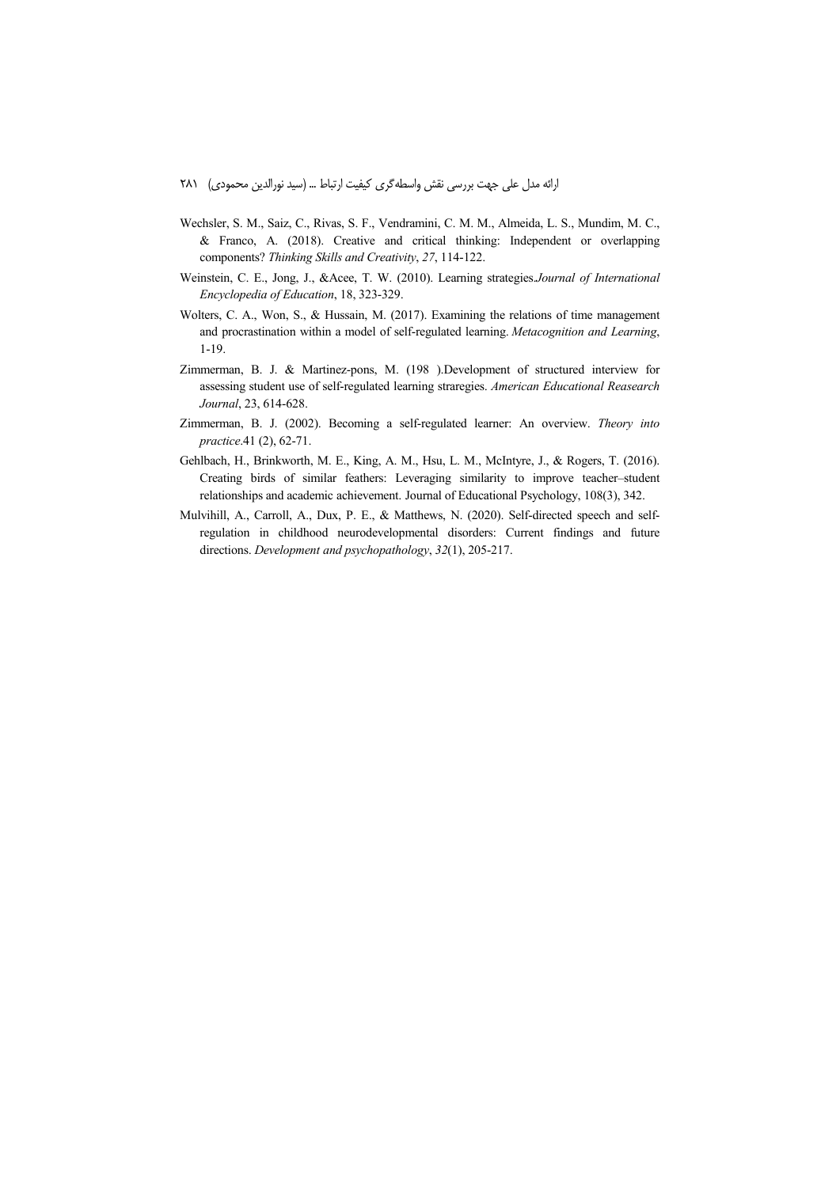Wechsler, S. M., Saiz, C., Rivas, S. F., Vendramini, C. M. M., Almeida, L. S., Mundim, M. C., & Franco, A. (2018). Creative and critical thinking: Independent or overlapping components? *Thinking Skills and Creativity*, *27*, 114-122.

Weinstein, C. E., Jong, J., &Acee, T. W. (2010). Learning strategies.*Journal of International Encyclopedia of Education*, 18, 323-329.

Wolters, C. A., Won, S., & Hussain, M. (2017). Examining the relations of time management and procrastination within a model of self-regulated learning. *Metacognition and Learning*, 1-19.

Zimmerman, B. J. & Martinez-pons, M. (198 ).Development of structured interview for assessing student use of self-regulated learning straregies. *American Educational Reasearch Journal*, 23, 614-628.

Zimmerman, B. J. (2002). Becoming a self-regulated learner: An overview. *Theory into practice*.41 (2), 62-71.

Gehlbach, H., Brinkworth, M. E., King, A. M., Hsu, L. M., McIntyre, J., & Rogers, T. (2016). Creating birds of similar feathers: Leveraging similarity to improve teacher–student relationships and academic achievement. Journal of Educational Psychology, 108(3), 342.

Mulvihill, A., Carroll, A., Dux, P. E., & Matthews, N. (2020). Self-directed speech and self-regulation in childhood neurodevelopmental disorders: Current findings and future directions. *Development and psychopathology*, *32*(1), 205-217.